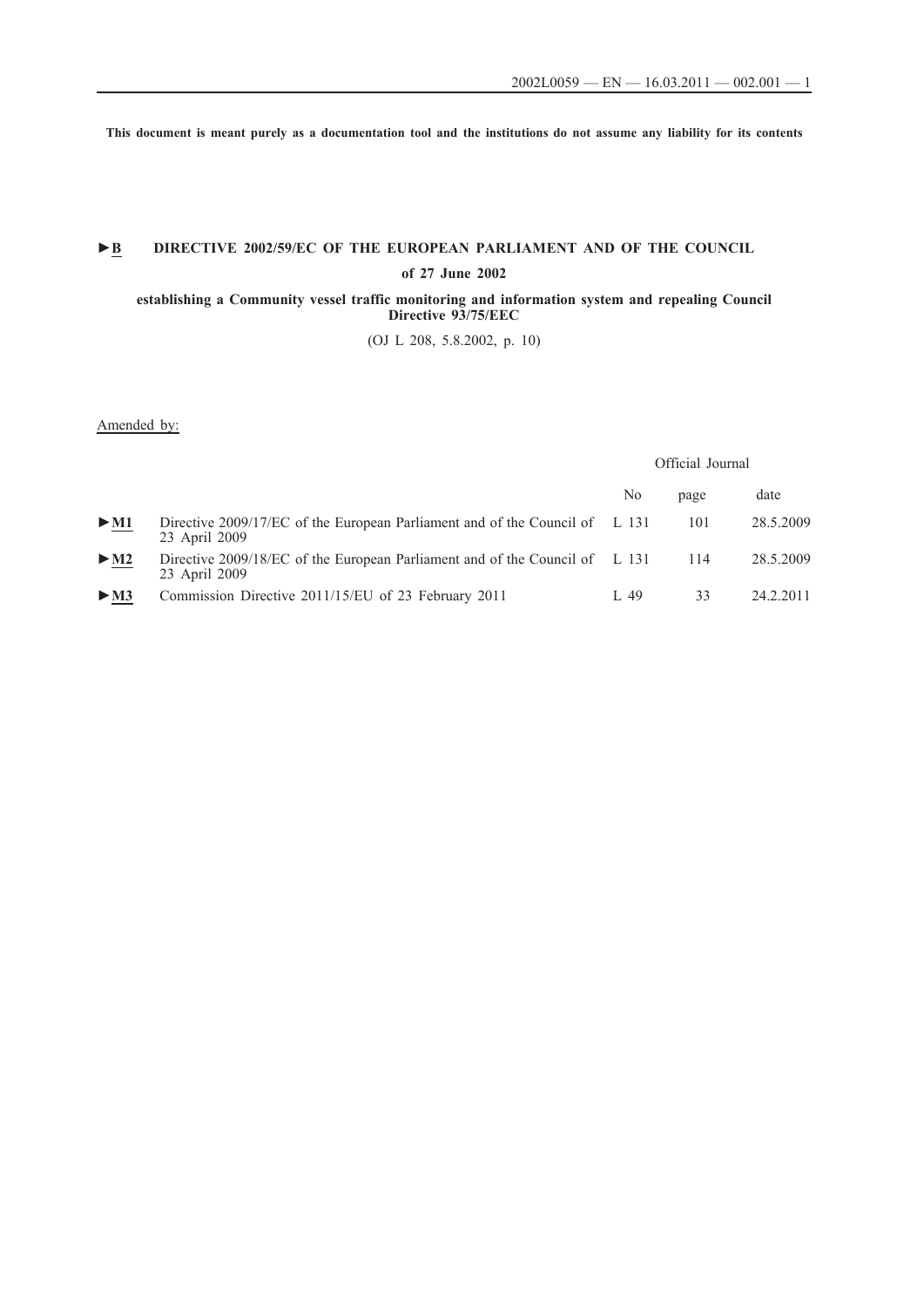This document is meant purely as a documentation tool and the institutions do not assume any liability for its contents

# ►B DIRECTIVE 2002/59/EC OF THE EUROPEAN PARLIAMENT AND OF THE COUNCIL

**of 27 June 2002**

**establishing a Community vessel traffic monitoring and information system and repealing Council Directive 93/75/EEC**

(OJ L 208, 5.8.2002, p. 10)

Amended by:

| | | Official Journal | | |
|---|---|---|---|---|
| | | No | page | date |
| ►M1 | Directive 2009/17/EC of the European Parliament and of the Council of 23 April 2009 | L 131 | 101 | 28.5.2009 |
| ►M2 | Directive 2009/18/EC of the European Parliament and of the Council of 23 April 2009 | L 131 | 114 | 28.5.2009 |
| ►M3 | Commission Directive 2011/15/EU of 23 February 2011 | L 49 | 33 | 24.2.2011 |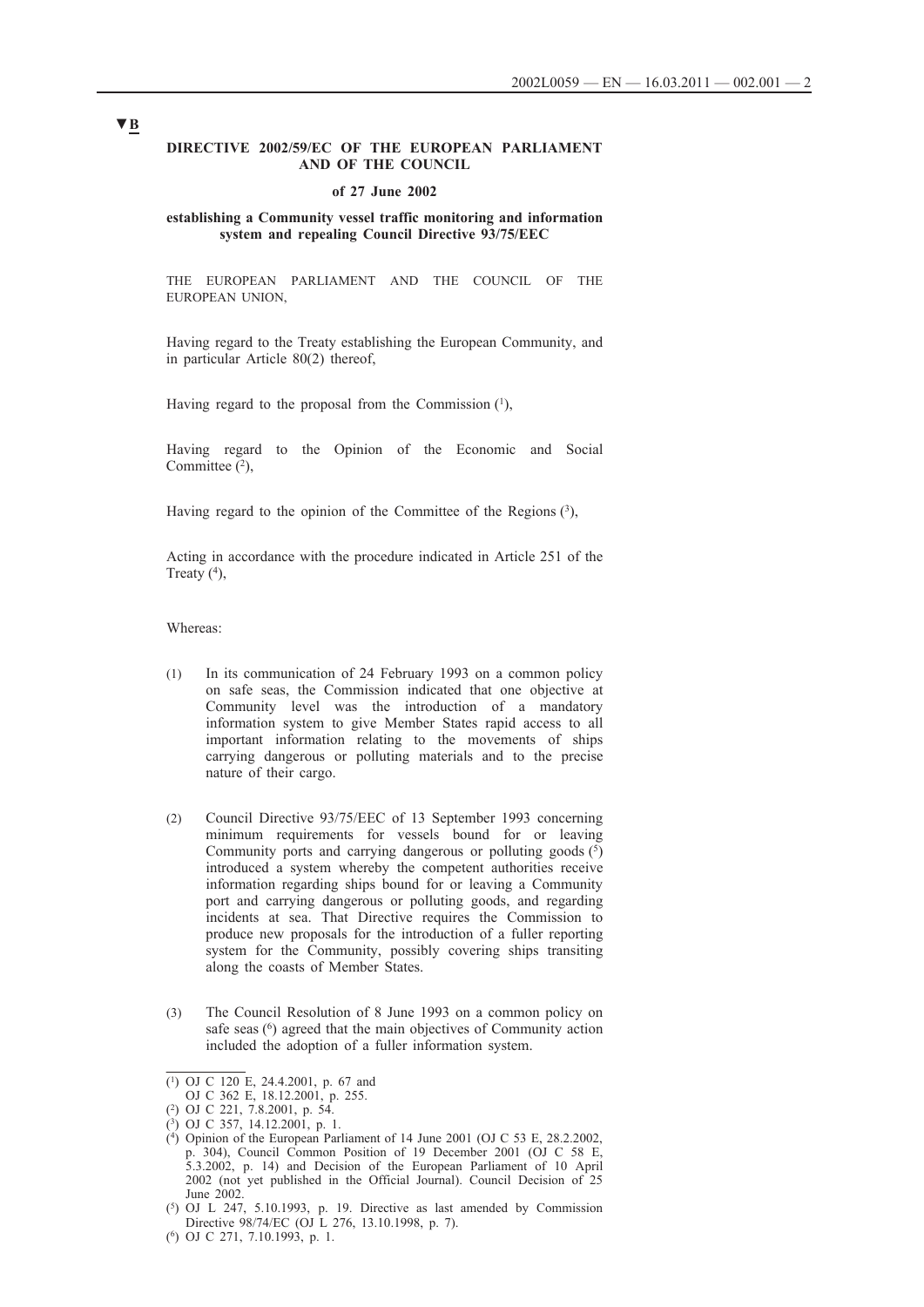▼B

**DIRECTIVE 2002/59/EC OF THE EUROPEAN PARLIAMENT AND OF THE COUNCIL**

**of 27 June 2002**

**establishing a Community vessel traffic monitoring and information system and repealing Council Directive 93/75/EEC**

THE EUROPEAN PARLIAMENT AND THE COUNCIL OF THE EUROPEAN UNION,

Having regard to the Treaty establishing the European Community, and in particular Article 80(2) thereof,

Having regard to the proposal from the Commission [1],

Having regard to the Opinion of the Economic and Social Committee [2],

Having regard to the opinion of the Committee of the Regions [3],

Acting in accordance with the procedure indicated in Article 251 of the Treaty [4],

Whereas:

(1) In its communication of 24 February 1993 on a common policy on safe seas, the Commission indicated that one objective at Community level was the introduction of a mandatory information system to give Member States rapid access to all important information relating to the movements of ships carrying dangerous or polluting materials and to the precise nature of their cargo.

(2) Council Directive 93/75/EEC of 13 September 1993 concerning minimum requirements for vessels bound for or leaving Community ports and carrying dangerous or polluting goods [5] introduced a system whereby the competent authorities receive information regarding ships bound for or leaving a Community port and carrying dangerous or polluting goods, and regarding incidents at sea. That Directive requires the Commission to produce new proposals for the introduction of a fuller reporting system for the Community, possibly covering ships transiting along the coasts of Member States.

(3) The Council Resolution of 8 June 1993 on a common policy on safe seas [6] agreed that the main objectives of Community action included the adoption of a fuller information system.

---

(1) OJ C 120 E, 24.4.2001, p. 67 and OJ C 362 E, 18.12.2001, p. 255.

(2) OJ C 221, 7.8.2001, p. 54.

(3) OJ C 357, 14.12.2001, p. 1.

(4) Opinion of the European Parliament of 14 June 2001 (OJ C 53 E, 28.2.2002, p. 304), Council Common Position of 19 December 2001 (OJ C 58 E, 5.3.2002, p. 14) and Decision of the European Parliament of 10 April 2002 (not yet published in the Official Journal). Council Decision of 25 June 2002.

(5) OJ L 247, 5.10.1993, p. 19. Directive as last amended by Commission Directive 98/74/EC (OJ L 276, 13.10.1998, p. 7).

(6) OJ C 271, 7.10.1993, p. 1.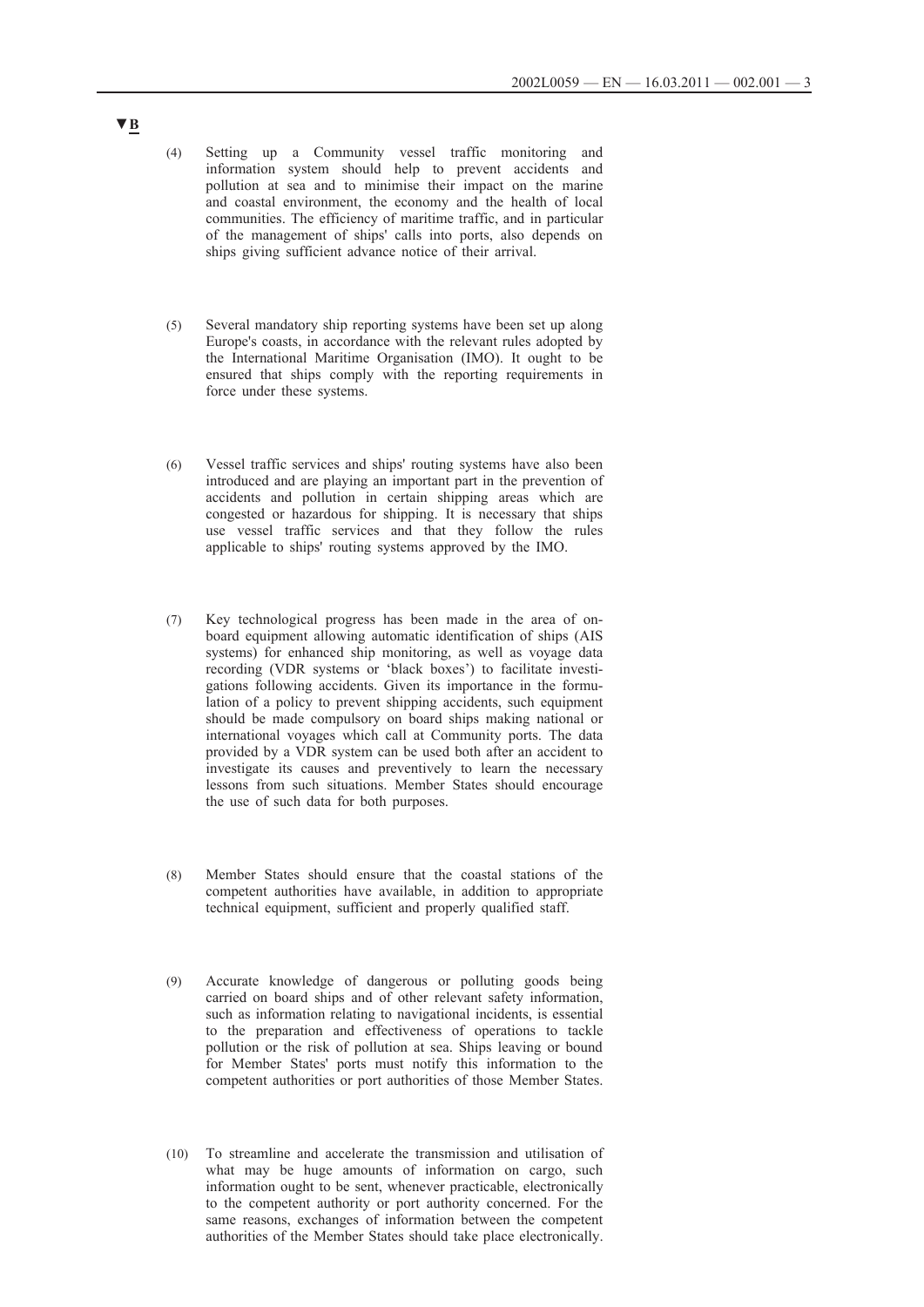▼B

(4) Setting up a Community vessel traffic monitoring and information system should help to prevent accidents and pollution at sea and to minimise their impact on the marine and coastal environment, the economy and the health of local communities. The efficiency of maritime traffic, and in particular of the management of ships' calls into ports, also depends on ships giving sufficient advance notice of their arrival.

(5) Several mandatory ship reporting systems have been set up along Europe's coasts, in accordance with the relevant rules adopted by the International Maritime Organisation (IMO). It ought to be ensured that ships comply with the reporting requirements in force under these systems.

(6) Vessel traffic services and ships' routing systems have also been introduced and are playing an important part in the prevention of accidents and pollution in certain shipping areas which are congested or hazardous for shipping. It is necessary that ships use vessel traffic services and that they follow the rules applicable to ships' routing systems approved by the IMO.

(7) Key technological progress has been made in the area of on-board equipment allowing automatic identification of ships (AIS systems) for enhanced ship monitoring, as well as voyage data recording (VDR systems or 'black boxes') to facilitate investigations following accidents. Given its importance in the formulation of a policy to prevent shipping accidents, such equipment should be made compulsory on board ships making national or international voyages which call at Community ports. The data provided by a VDR system can be used both after an accident to investigate its causes and preventively to learn the necessary lessons from such situations. Member States should encourage the use of such data for both purposes.

(8) Member States should ensure that the coastal stations of the competent authorities have available, in addition to appropriate technical equipment, sufficient and properly qualified staff.

(9) Accurate knowledge of dangerous or polluting goods being carried on board ships and of other relevant safety information, such as information relating to navigational incidents, is essential to the preparation and effectiveness of operations to tackle pollution or the risk of pollution at sea. Ships leaving or bound for Member States' ports must notify this information to the competent authorities or port authorities of those Member States.

(10) To streamline and accelerate the transmission and utilisation of what may be huge amounts of information on cargo, such information ought to be sent, whenever practicable, electronically to the competent authority or port authority concerned. For the same reasons, exchanges of information between the competent authorities of the Member States should take place electronically.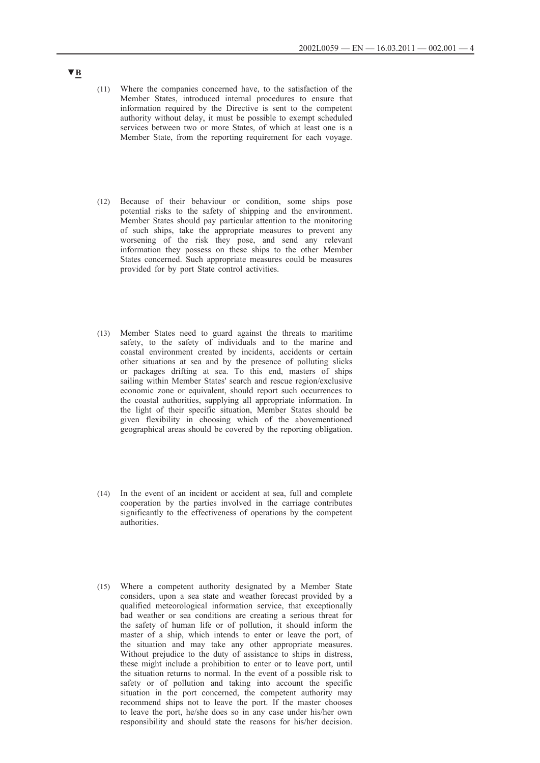▼B

(11) Where the companies concerned have, to the satisfaction of the Member States, introduced internal procedures to ensure that information required by the Directive is sent to the competent authority without delay, it must be possible to exempt scheduled services between two or more States, of which at least one is a Member State, from the reporting requirement for each voyage.

(12) Because of their behaviour or condition, some ships pose potential risks to the safety of shipping and the environment. Member States should pay particular attention to the monitoring of such ships, take the appropriate measures to prevent any worsening of the risk they pose, and send any relevant information they possess on these ships to the other Member States concerned. Such appropriate measures could be measures provided for by port State control activities.

(13) Member States need to guard against the threats to maritime safety, to the safety of individuals and to the marine and coastal environment created by incidents, accidents or certain other situations at sea and by the presence of polluting slicks or packages drifting at sea. To this end, masters of ships sailing within Member States' search and rescue region/exclusive economic zone or equivalent, should report such occurrences to the coastal authorities, supplying all appropriate information. In the light of their specific situation, Member States should be given flexibility in choosing which of the abovementioned geographical areas should be covered by the reporting obligation.

(14) In the event of an incident or accident at sea, full and complete cooperation by the parties involved in the carriage contributes significantly to the effectiveness of operations by the competent authorities.

(15) Where a competent authority designated by a Member State considers, upon a sea state and weather forecast provided by a qualified meteorological information service, that exceptionally bad weather or sea conditions are creating a serious threat for the safety of human life or of pollution, it should inform the master of a ship, which intends to enter or leave the port, of the situation and may take any other appropriate measures. Without prejudice to the duty of assistance to ships in distress, these might include a prohibition to enter or to leave port, until the situation returns to normal. In the event of a possible risk to safety or of pollution and taking into account the specific situation in the port concerned, the competent authority may recommend ships not to leave the port. If the master chooses to leave the port, he/she does so in any case under his/her own responsibility and should state the reasons for his/her decision.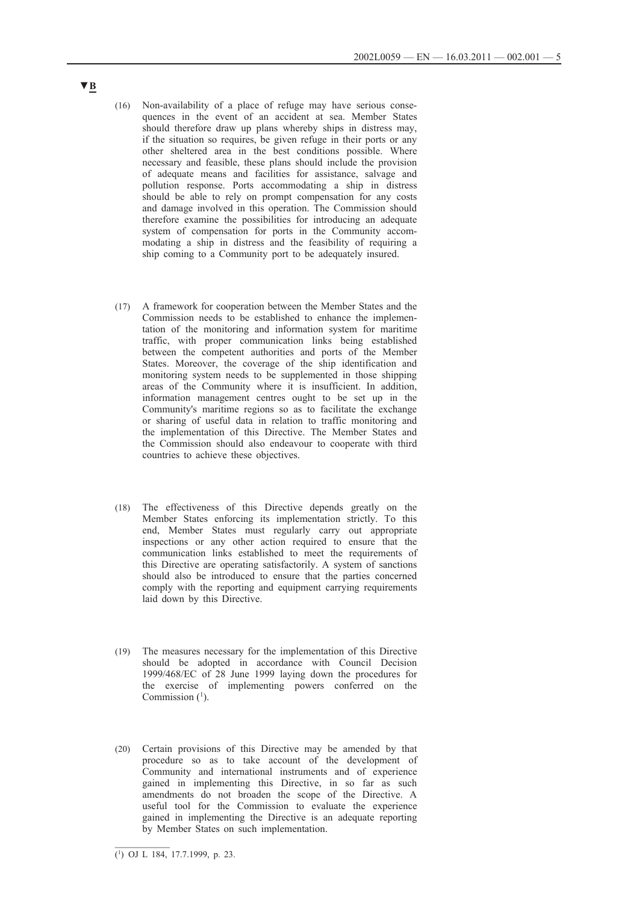▼B

(16) Non-availability of a place of refuge may have serious consequences in the event of an accident at sea. Member States should therefore draw up plans whereby ships in distress may, if the situation so requires, be given refuge in their ports or any other sheltered area in the best conditions possible. Where necessary and feasible, these plans should include the provision of adequate means and facilities for assistance, salvage and pollution response. Ports accommodating a ship in distress should be able to rely on prompt compensation for any costs and damage involved in this operation. The Commission should therefore examine the possibilities for introducing an adequate system of compensation for ports in the Community accommodating a ship in distress and the feasibility of requiring a ship coming to a Community port to be adequately insured.

(17) A framework for cooperation between the Member States and the Commission needs to be established to enhance the implementation of the monitoring and information system for maritime traffic, with proper communication links being established between the competent authorities and ports of the Member States. Moreover, the coverage of the ship identification and monitoring system needs to be supplemented in those shipping areas of the Community where it is insufficient. In addition, information management centres ought to be set up in the Community's maritime regions so as to facilitate the exchange or sharing of useful data in relation to traffic monitoring and the implementation of this Directive. The Member States and the Commission should also endeavour to cooperate with third countries to achieve these objectives.

(18) The effectiveness of this Directive depends greatly on the Member States enforcing its implementation strictly. To this end, Member States must regularly carry out appropriate inspections or any other action required to ensure that the communication links established to meet the requirements of this Directive are operating satisfactorily. A system of sanctions should also be introduced to ensure that the parties concerned comply with the reporting and equipment carrying requirements laid down by this Directive.

(19) The measures necessary for the implementation of this Directive should be adopted in accordance with Council Decision 1999/468/EC of 28 June 1999 laying down the procedures for the exercise of implementing powers conferred on the Commission [1].

(20) Certain provisions of this Directive may be amended by that procedure so as to take account of the development of Community and international instruments and of experience gained in implementing this Directive, in so far as such amendments do not broaden the scope of the Directive. A useful tool for the Commission to evaluate the experience gained in implementing the Directive is an adequate reporting by Member States on such implementation.

[1] OJ L 184, 17.7.1999, p. 23.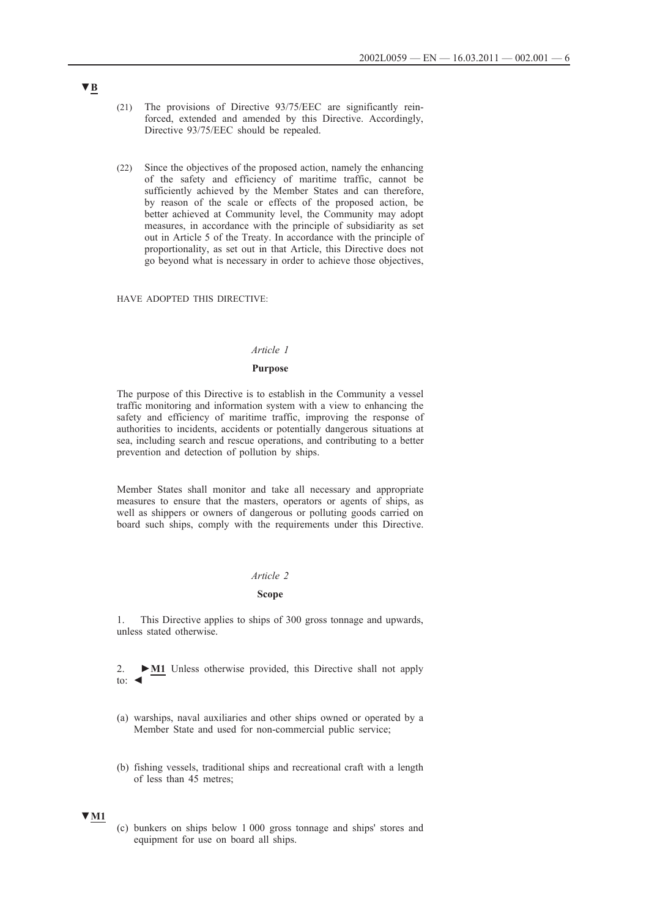▼B

(21) The provisions of Directive 93/75/EEC are significantly reinforced, extended and amended by this Directive. Accordingly, Directive 93/75/EEC should be repealed.

(22) Since the objectives of the proposed action, namely the enhancing of the safety and efficiency of maritime traffic, cannot be sufficiently achieved by the Member States and can therefore, by reason of the scale or effects of the proposed action, be better achieved at Community level, the Community may adopt measures, in accordance with the principle of subsidiarity as set out in Article 5 of the Treaty. In accordance with the principle of proportionality, as set out in that Article, this Directive does not go beyond what is necessary in order to achieve those objectives,

HAVE ADOPTED THIS DIRECTIVE:

*Article 1*

**Purpose**

The purpose of this Directive is to establish in the Community a vessel traffic monitoring and information system with a view to enhancing the safety and efficiency of maritime traffic, improving the response of authorities to incidents, accidents or potentially dangerous situations at sea, including search and rescue operations, and contributing to a better prevention and detection of pollution by ships.

Member States shall monitor and take all necessary and appropriate measures to ensure that the masters, operators or agents of ships, as well as shippers or owners of dangerous or polluting goods carried on board such ships, comply with the requirements under this Directive.

*Article 2*

**Scope**

1. This Directive applies to ships of 300 gross tonnage and upwards, unless stated otherwise.

2. ►M1 Unless otherwise provided, this Directive shall not apply to: ◄

(a) warships, naval auxiliaries and other ships owned or operated by a Member State and used for non-commercial public service;

(b) fishing vessels, traditional ships and recreational craft with a length of less than 45 metres;

▼M1

(c) bunkers on ships below 1 000 gross tonnage and ships' stores and equipment for use on board all ships.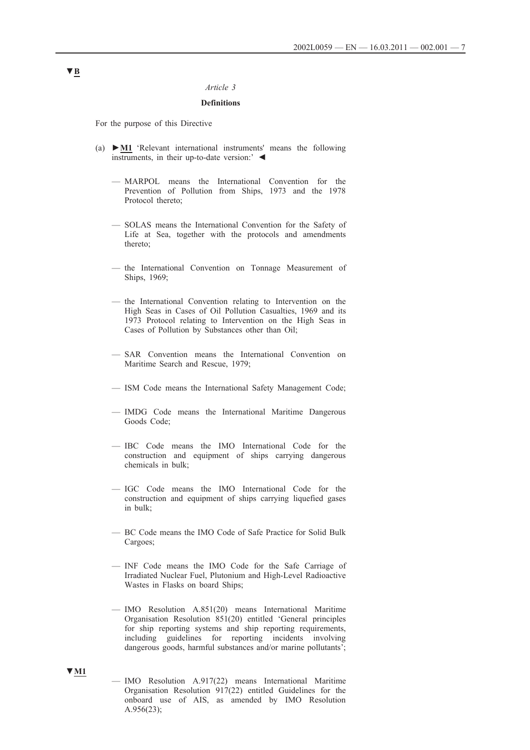▼B

*Article 3*

**Definitions**

For the purpose of this Directive

(a) ►M1 'Relevant international instruments' means the following instruments, in their up-to-date version:' ◄

— MARPOL means the International Convention for the Prevention of Pollution from Ships, 1973 and the 1978 Protocol thereto;

— SOLAS means the International Convention for the Safety of Life at Sea, together with the protocols and amendments thereto;

— the International Convention on Tonnage Measurement of Ships, 1969;

— the International Convention relating to Intervention on the High Seas in Cases of Oil Pollution Casualties, 1969 and its 1973 Protocol relating to Intervention on the High Seas in Cases of Pollution by Substances other than Oil;

— SAR Convention means the International Convention on Maritime Search and Rescue, 1979;

— ISM Code means the International Safety Management Code;

— IMDG Code means the International Maritime Dangerous Goods Code;

— IBC Code means the IMO International Code for the construction and equipment of ships carrying dangerous chemicals in bulk;

— IGC Code means the IMO International Code for the construction and equipment of ships carrying liquefied gases in bulk;

— BC Code means the IMO Code of Safe Practice for Solid Bulk Cargoes;

— INF Code means the IMO Code for the Safe Carriage of Irradiated Nuclear Fuel, Plutonium and High-Level Radioactive Wastes in Flasks on board Ships;

— IMO Resolution A.851(20) means International Maritime Organisation Resolution 851(20) entitled 'General principles for ship reporting systems and ship reporting requirements, including guidelines for reporting incidents involving dangerous goods, harmful substances and/or marine pollutants';

▼M1

— IMO Resolution A.917(22) means International Maritime Organisation Resolution 917(22) entitled Guidelines for the onboard use of AIS, as amended by IMO Resolution A.956(23);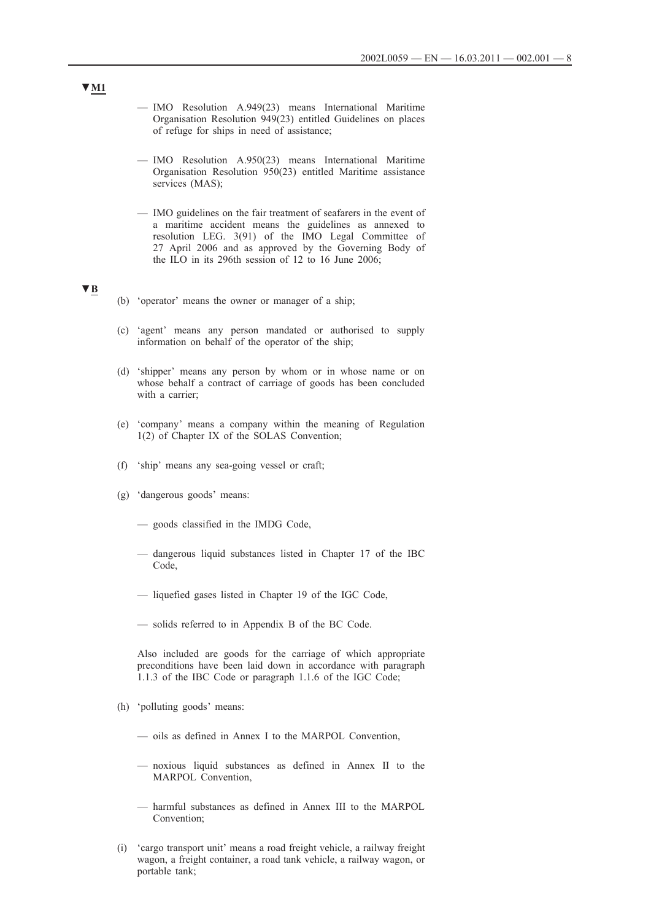▼M1

— IMO Resolution A.949(23) means International Maritime Organisation Resolution 949(23) entitled Guidelines on places of refuge for ships in need of assistance;

— IMO Resolution A.950(23) means International Maritime Organisation Resolution 950(23) entitled Maritime assistance services (MAS);

— IMO guidelines on the fair treatment of seafarers in the event of a maritime accident means the guidelines as annexed to resolution LEG. 3(91) of the IMO Legal Committee of 27 April 2006 and as approved by the Governing Body of the ILO in its 296th session of 12 to 16 June 2006;

▼B

(b) 'operator' means the owner or manager of a ship;

(c) 'agent' means any person mandated or authorised to supply information on behalf of the operator of the ship;

(d) 'shipper' means any person by whom or in whose name or on whose behalf a contract of carriage of goods has been concluded with a carrier;

(e) 'company' means a company within the meaning of Regulation 1(2) of Chapter IX of the SOLAS Convention;

(f) 'ship' means any sea-going vessel or craft;

(g) 'dangerous goods' means:

— goods classified in the IMDG Code,

— dangerous liquid substances listed in Chapter 17 of the IBC Code,

— liquefied gases listed in Chapter 19 of the IGC Code,

— solids referred to in Appendix B of the BC Code.

Also included are goods for the carriage of which appropriate preconditions have been laid down in accordance with paragraph 1.1.3 of the IBC Code or paragraph 1.1.6 of the IGC Code;

(h) 'polluting goods' means:

— oils as defined in Annex I to the MARPOL Convention,

— noxious liquid substances as defined in Annex II to the MARPOL Convention,

— harmful substances as defined in Annex III to the MARPOL Convention;

(i) 'cargo transport unit' means a road freight vehicle, a railway freight wagon, a freight container, a road tank vehicle, a railway wagon, or portable tank;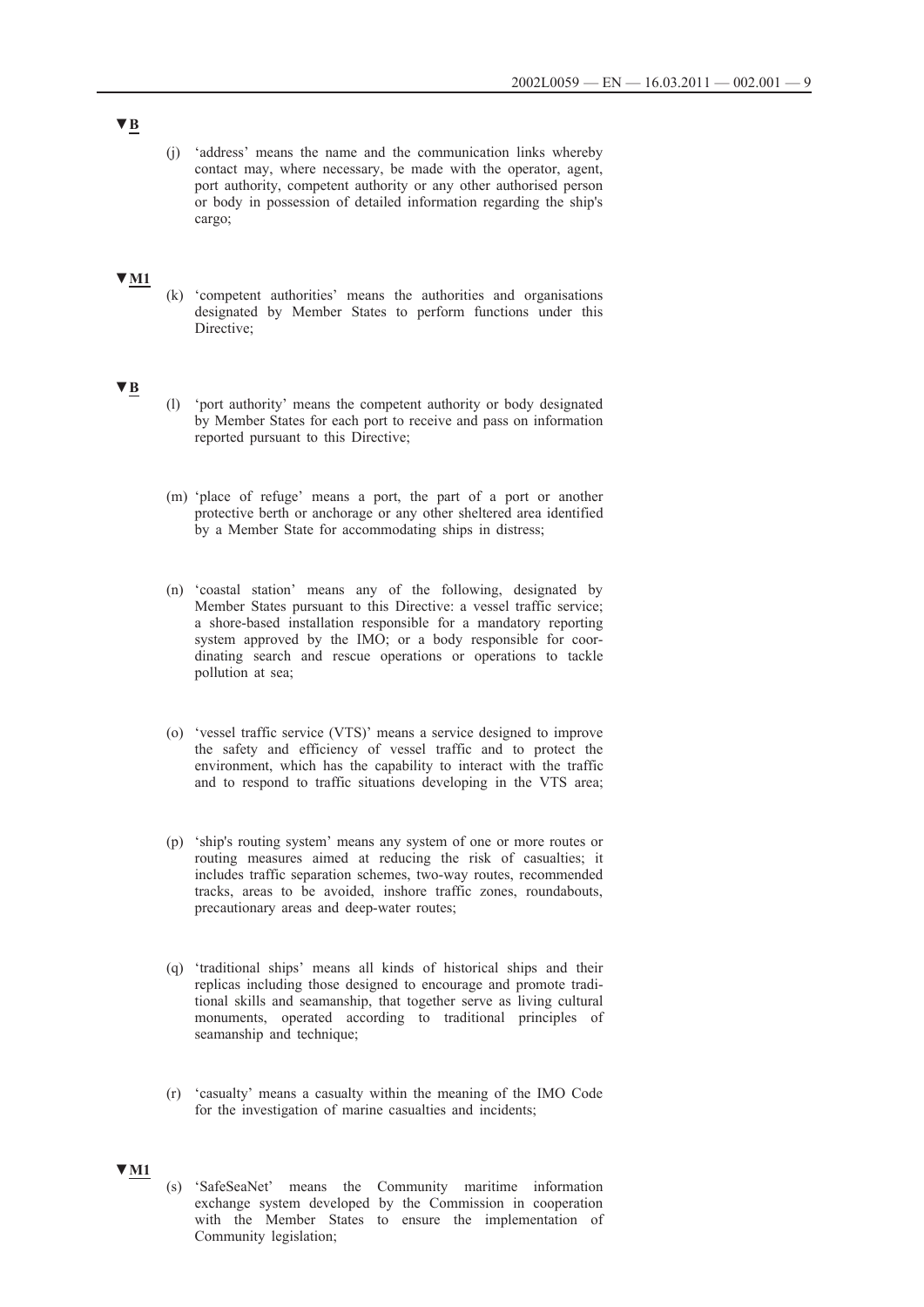▼B

(j) 'address' means the name and the communication links whereby contact may, where necessary, be made with the operator, agent, port authority, competent authority or any other authorised person or body in possession of detailed information regarding the ship's cargo;

▼M1

(k) 'competent authorities' means the authorities and organisations designated by Member States to perform functions under this Directive;

▼B

(l) 'port authority' means the competent authority or body designated by Member States for each port to receive and pass on information reported pursuant to this Directive;

(m) 'place of refuge' means a port, the part of a port or another protective berth or anchorage or any other sheltered area identified by a Member State for accommodating ships in distress;

(n) 'coastal station' means any of the following, designated by Member States pursuant to this Directive: a vessel traffic service; a shore-based installation responsible for a mandatory reporting system approved by the IMO; or a body responsible for coordinating search and rescue operations or operations to tackle pollution at sea;

(o) 'vessel traffic service (VTS)' means a service designed to improve the safety and efficiency of vessel traffic and to protect the environment, which has the capability to interact with the traffic and to respond to traffic situations developing in the VTS area;

(p) 'ship's routing system' means any system of one or more routes or routing measures aimed at reducing the risk of casualties; it includes traffic separation schemes, two-way routes, recommended tracks, areas to be avoided, inshore traffic zones, roundabouts, precautionary areas and deep-water routes;

(q) 'traditional ships' means all kinds of historical ships and their replicas including those designed to encourage and promote traditional skills and seamanship, that together serve as living cultural monuments, operated according to traditional principles of seamanship and technique;

(r) 'casualty' means a casualty within the meaning of the IMO Code for the investigation of marine casualties and incidents;

▼M1

(s) 'SafeSeaNet' means the Community maritime information exchange system developed by the Commission in cooperation with the Member States to ensure the implementation of Community legislation;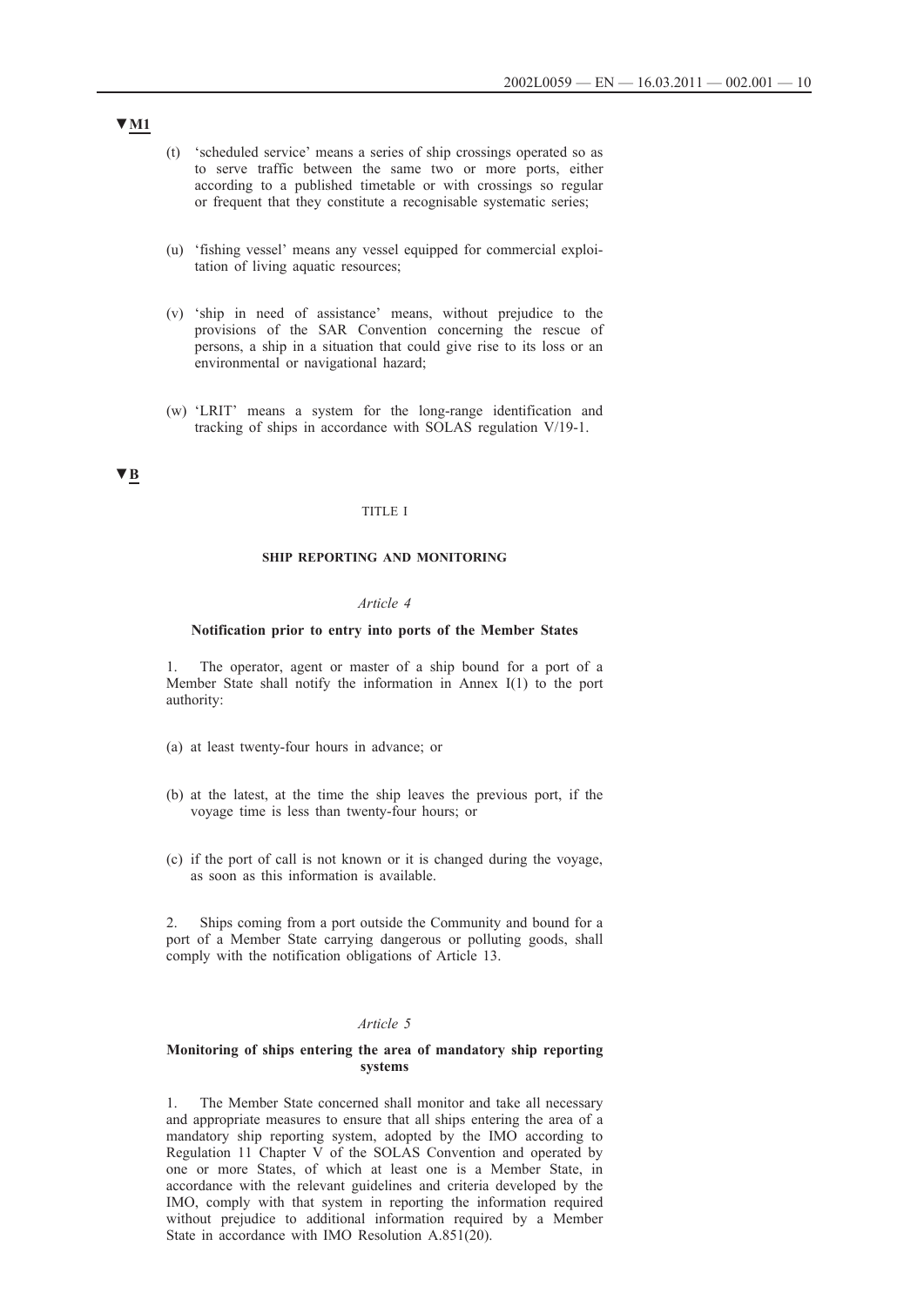▼M1

(t) 'scheduled service' means a series of ship crossings operated so as to serve traffic between the same two or more ports, either according to a published timetable or with crossings so regular or frequent that they constitute a recognisable systematic series;

(u) 'fishing vessel' means any vessel equipped for commercial exploitation of living aquatic resources;

(v) 'ship in need of assistance' means, without prejudice to the provisions of the SAR Convention concerning the rescue of persons, a ship in a situation that could give rise to its loss or an environmental or navigational hazard;

(w) 'LRIT' means a system for the long-range identification and tracking of ships in accordance with SOLAS regulation V/19-1.

▼B

TITLE I

## SHIP REPORTING AND MONITORING

*Article 4*

### Notification prior to entry into ports of the Member States

1. The operator, agent or master of a ship bound for a port of a Member State shall notify the information in Annex I(1) to the port authority:

(a) at least twenty-four hours in advance; or

(b) at the latest, at the time the ship leaves the previous port, if the voyage time is less than twenty-four hours; or

(c) if the port of call is not known or it is changed during the voyage, as soon as this information is available.

2. Ships coming from a port outside the Community and bound for a port of a Member State carrying dangerous or polluting goods, shall comply with the notification obligations of Article 13.

*Article 5*

### Monitoring of ships entering the area of mandatory ship reporting systems

1. The Member State concerned shall monitor and take all necessary and appropriate measures to ensure that all ships entering the area of a mandatory ship reporting system, adopted by the IMO according to Regulation 11 Chapter V of the SOLAS Convention and operated by one or more States, of which at least one is a Member State, in accordance with the relevant guidelines and criteria developed by the IMO, comply with that system in reporting the information required without prejudice to additional information required by a Member State in accordance with IMO Resolution A.851(20).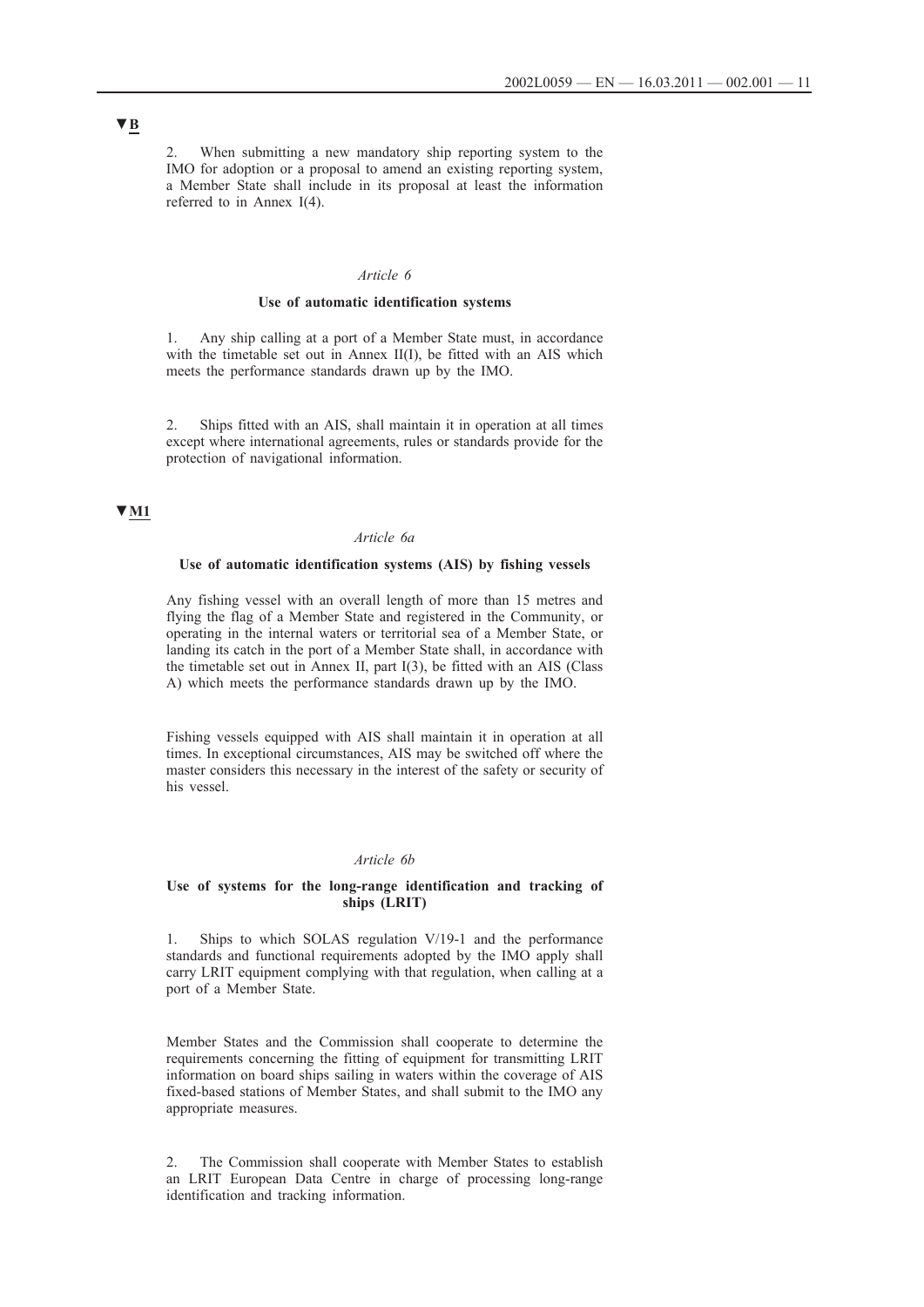▼B

2. When submitting a new mandatory ship reporting system to the IMO for adoption or a proposal to amend an existing reporting system, a Member State shall include in its proposal at least the information referred to in Annex I(4).

*Article 6*

**Use of automatic identification systems**

1. Any ship calling at a port of a Member State must, in accordance with the timetable set out in Annex II(I), be fitted with an AIS which meets the performance standards drawn up by the IMO.

2. Ships fitted with an AIS, shall maintain it in operation at all times except where international agreements, rules or standards provide for the protection of navigational information.

▼M1

*Article 6a*

**Use of automatic identification systems (AIS) by fishing vessels**

Any fishing vessel with an overall length of more than 15 metres and flying the flag of a Member State and registered in the Community, or operating in the internal waters or territorial sea of a Member State, or landing its catch in the port of a Member State shall, in accordance with the timetable set out in Annex II, part I(3), be fitted with an AIS (Class A) which meets the performance standards drawn up by the IMO.

Fishing vessels equipped with AIS shall maintain it in operation at all times. In exceptional circumstances, AIS may be switched off where the master considers this necessary in the interest of the safety or security of his vessel.

*Article 6b*

**Use of systems for the long-range identification and tracking of ships (LRIT)**

1. Ships to which SOLAS regulation V/19-1 and the performance standards and functional requirements adopted by the IMO apply shall carry LRIT equipment complying with that regulation, when calling at a port of a Member State.

Member States and the Commission shall cooperate to determine the requirements concerning the fitting of equipment for transmitting LRIT information on board ships sailing in waters within the coverage of AIS fixed-based stations of Member States, and shall submit to the IMO any appropriate measures.

2. The Commission shall cooperate with Member States to establish an LRIT European Data Centre in charge of processing long-range identification and tracking information.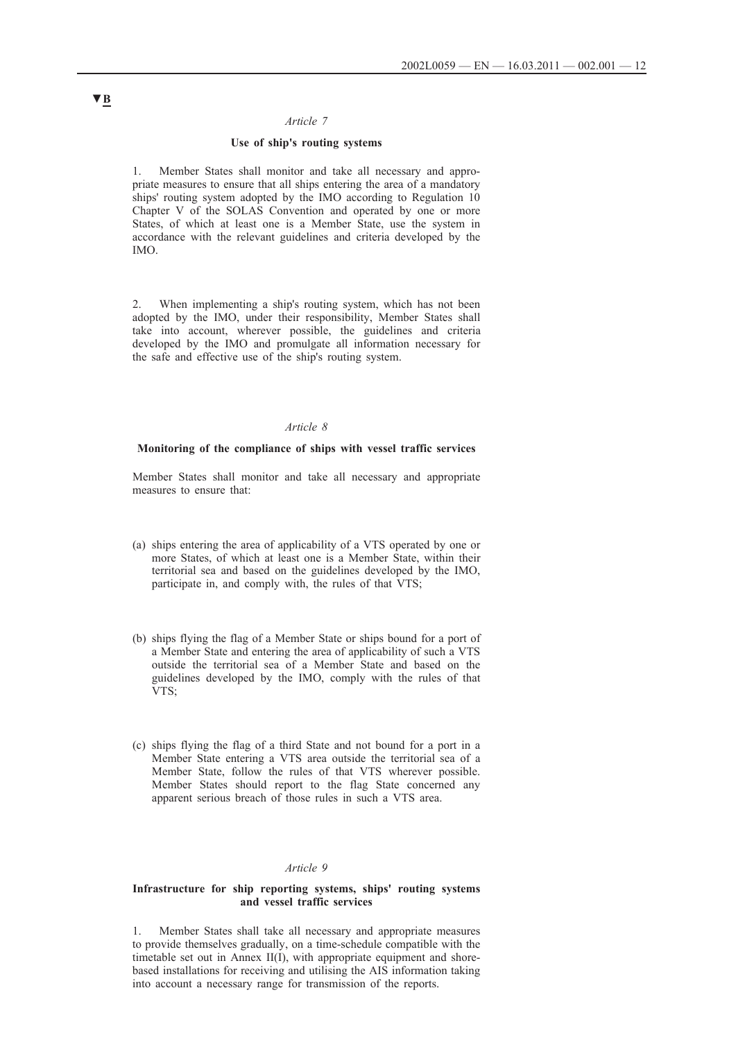▼B

*Article 7*

**Use of ship's routing systems**

1. Member States shall monitor and take all necessary and appropriate measures to ensure that all ships entering the area of a mandatory ships' routing system adopted by the IMO according to Regulation 10 Chapter V of the SOLAS Convention and operated by one or more States, of which at least one is a Member State, use the system in accordance with the relevant guidelines and criteria developed by the IMO.

2. When implementing a ship's routing system, which has not been adopted by the IMO, under their responsibility, Member States shall take into account, wherever possible, the guidelines and criteria developed by the IMO and promulgate all information necessary for the safe and effective use of the ship's routing system.

*Article 8*

**Monitoring of the compliance of ships with vessel traffic services**

Member States shall monitor and take all necessary and appropriate measures to ensure that:

(a) ships entering the area of applicability of a VTS operated by one or more States, of which at least one is a Member State, within their territorial sea and based on the guidelines developed by the IMO, participate in, and comply with, the rules of that VTS;

(b) ships flying the flag of a Member State or ships bound for a port of a Member State and entering the area of applicability of such a VTS outside the territorial sea of a Member State and based on the guidelines developed by the IMO, comply with the rules of that VTS;

(c) ships flying the flag of a third State and not bound for a port in a Member State entering a VTS area outside the territorial sea of a Member State, follow the rules of that VTS wherever possible. Member States should report to the flag State concerned any apparent serious breach of those rules in such a VTS area.

*Article 9*

**Infrastructure for ship reporting systems, ships' routing systems and vessel traffic services**

1. Member States shall take all necessary and appropriate measures to provide themselves gradually, on a time-schedule compatible with the timetable set out in Annex II(I), with appropriate equipment and shore-based installations for receiving and utilising the AIS information taking into account a necessary range for transmission of the reports.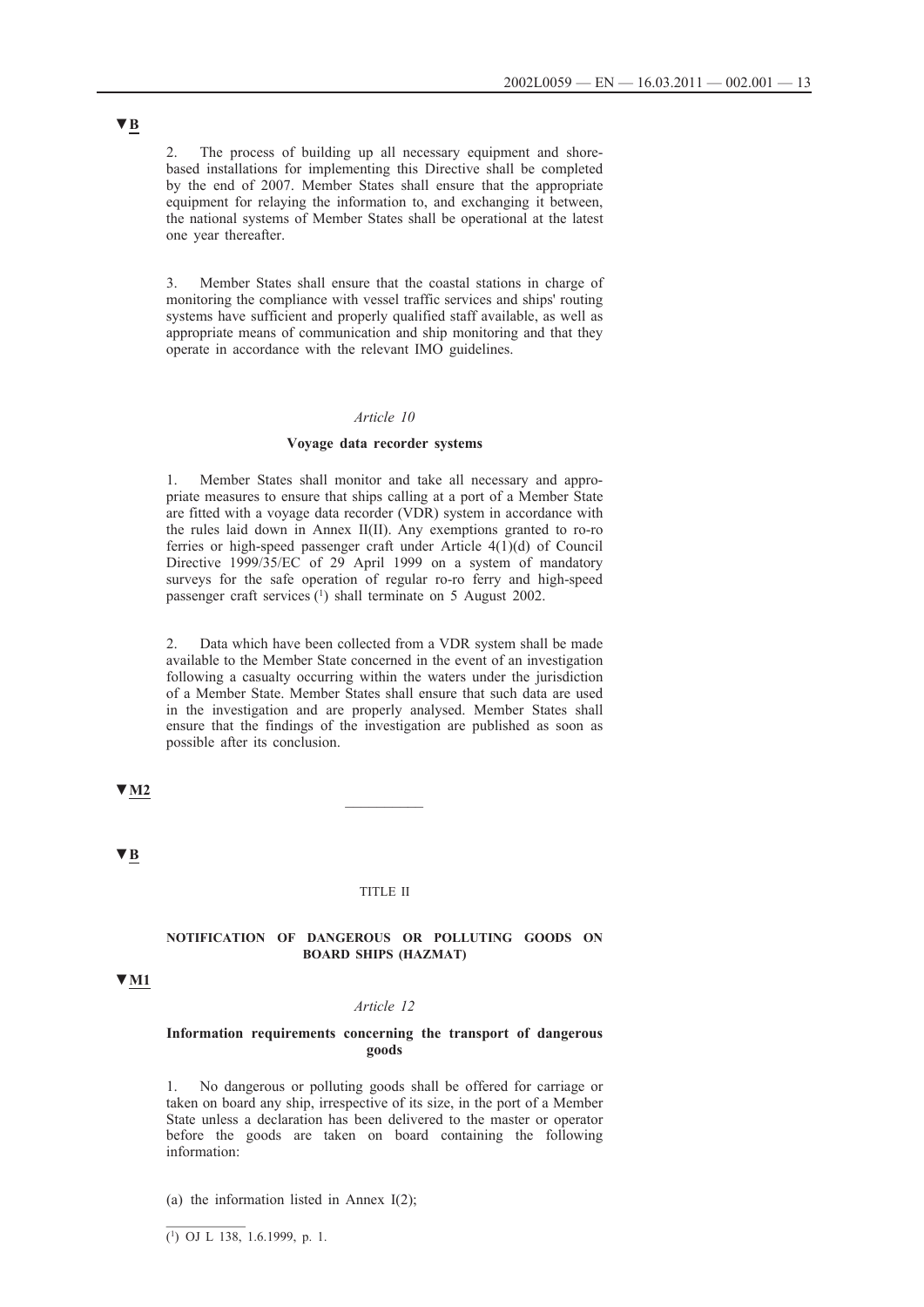▼B

2. The process of building up all necessary equipment and shore-based installations for implementing this Directive shall be completed by the end of 2007. Member States shall ensure that the appropriate equipment for relaying the information to, and exchanging it between, the national systems of Member States shall be operational at the latest one year thereafter.

3. Member States shall ensure that the coastal stations in charge of monitoring the compliance with vessel traffic services and ships' routing systems have sufficient and properly qualified staff available, as well as appropriate means of communication and ship monitoring and that they operate in accordance with the relevant IMO guidelines.

*Article 10*

**Voyage data recorder systems**

1. Member States shall monitor and take all necessary and appropriate measures to ensure that ships calling at a port of a Member State are fitted with a voyage data recorder (VDR) system in accordance with the rules laid down in Annex II(II). Any exemptions granted to ro-ro ferries or high-speed passenger craft under Article 4(1)(d) of Council Directive 1999/35/EC of 29 April 1999 on a system of mandatory surveys for the safe operation of regular ro-ro ferry and high-speed passenger craft services [1] shall terminate on 5 August 2002.

2. Data which have been collected from a VDR system shall be made available to the Member State concerned in the event of an investigation following a casualty occurring within the waters under the jurisdiction of a Member State. Member States shall ensure that such data are used in the investigation and are properly analysed. Member States shall ensure that the findings of the investigation are published as soon as possible after its conclusion.

▼M2

—————

▼B

TITLE II

**NOTIFICATION OF DANGEROUS OR POLLUTING GOODS ON BOARD SHIPS (HAZMAT)**

▼M1

*Article 12*

**Information requirements concerning the transport of dangerous goods**

1. No dangerous or polluting goods shall be offered for carriage or taken on board any ship, irrespective of its size, in the port of a Member State unless a declaration has been delivered to the master or operator before the goods are taken on board containing the following information:

(a) the information listed in Annex I(2);

---

[1] OJ L 138, 1.6.1999, p. 1.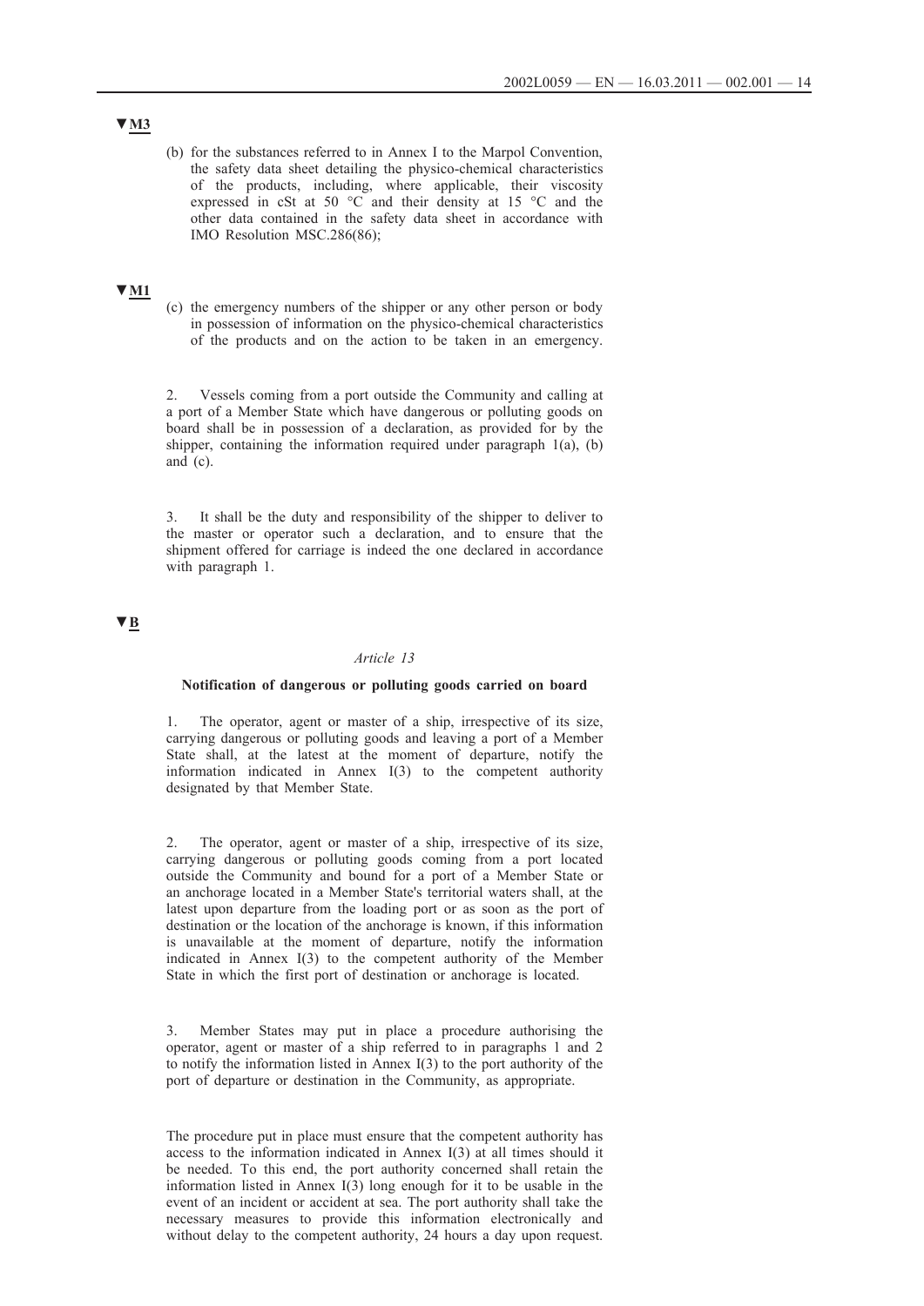▼M3

(b) for the substances referred to in Annex I to the Marpol Convention, the safety data sheet detailing the physico-chemical characteristics of the products, including, where applicable, their viscosity expressed in cSt at 50 °C and their density at 15 °C and the other data contained in the safety data sheet in accordance with IMO Resolution MSC.286(86);

▼M1

(c) the emergency numbers of the shipper or any other person or body in possession of information on the physico-chemical characteristics of the products and on the action to be taken in an emergency.

2. Vessels coming from a port outside the Community and calling at a port of a Member State which have dangerous or polluting goods on board shall be in possession of a declaration, as provided for by the shipper, containing the information required under paragraph 1(a), (b) and (c).

3. It shall be the duty and responsibility of the shipper to deliver to the master or operator such a declaration, and to ensure that the shipment offered for carriage is indeed the one declared in accordance with paragraph 1.

▼B

*Article 13*

**Notification of dangerous or polluting goods carried on board**

1. The operator, agent or master of a ship, irrespective of its size, carrying dangerous or polluting goods and leaving a port of a Member State shall, at the latest at the moment of departure, notify the information indicated in Annex I(3) to the competent authority designated by that Member State.

2. The operator, agent or master of a ship, irrespective of its size, carrying dangerous or polluting goods coming from a port located outside the Community and bound for a port of a Member State or an anchorage located in a Member State's territorial waters shall, at the latest upon departure from the loading port or as soon as the port of destination or the location of the anchorage is known, if this information is unavailable at the moment of departure, notify the information indicated in Annex I(3) to the competent authority of the Member State in which the first port of destination or anchorage is located.

3. Member States may put in place a procedure authorising the operator, agent or master of a ship referred to in paragraphs 1 and 2 to notify the information listed in Annex I(3) to the port authority of the port of departure or destination in the Community, as appropriate.

The procedure put in place must ensure that the competent authority has access to the information indicated in Annex I(3) at all times should it be needed. To this end, the port authority concerned shall retain the information listed in Annex I(3) long enough for it to be usable in the event of an incident or accident at sea. The port authority shall take the necessary measures to provide this information electronically and without delay to the competent authority, 24 hours a day upon request.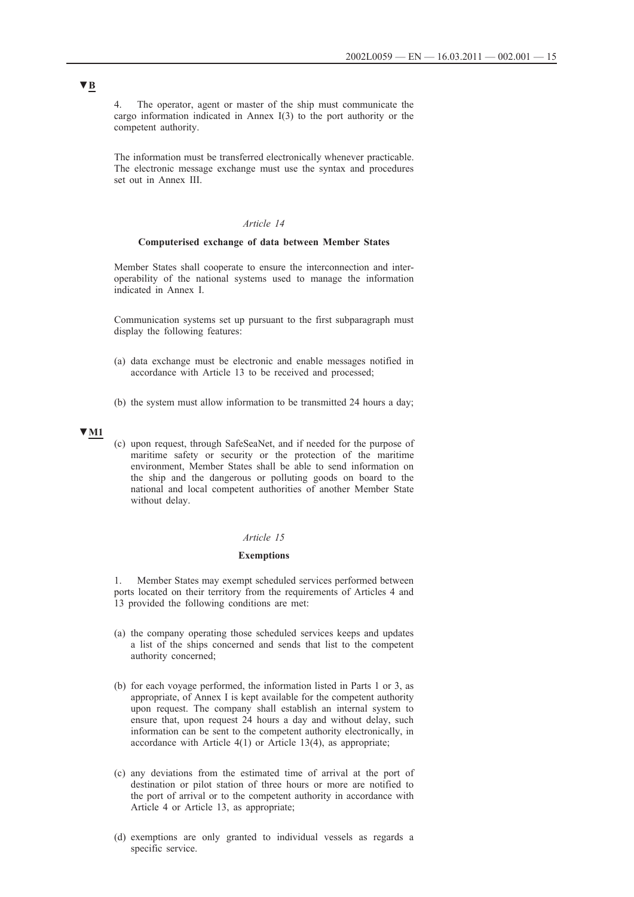▼B

4. The operator, agent or master of the ship must communicate the cargo information indicated in Annex I(3) to the port authority or the competent authority.

The information must be transferred electronically whenever practicable. The electronic message exchange must use the syntax and procedures set out in Annex III.

*Article 14*

**Computerised exchange of data between Member States**

Member States shall cooperate to ensure the interconnection and interoperability of the national systems used to manage the information indicated in Annex I.

Communication systems set up pursuant to the first subparagraph must display the following features:

(a) data exchange must be electronic and enable messages notified in accordance with Article 13 to be received and processed;

(b) the system must allow information to be transmitted 24 hours a day;

▼M1

(c) upon request, through SafeSeaNet, and if needed for the purpose of maritime safety or security or the protection of the maritime environment, Member States shall be able to send information on the ship and the dangerous or polluting goods on board to the national and local competent authorities of another Member State without delay.

*Article 15*

**Exemptions**

1. Member States may exempt scheduled services performed between ports located on their territory from the requirements of Articles 4 and 13 provided the following conditions are met:

(a) the company operating those scheduled services keeps and updates a list of the ships concerned and sends that list to the competent authority concerned;

(b) for each voyage performed, the information listed in Parts 1 or 3, as appropriate, of Annex I is kept available for the competent authority upon request. The company shall establish an internal system to ensure that, upon request 24 hours a day and without delay, such information can be sent to the competent authority electronically, in accordance with Article 4(1) or Article 13(4), as appropriate;

(c) any deviations from the estimated time of arrival at the port of destination or pilot station of three hours or more are notified to the port of arrival or to the competent authority in accordance with Article 4 or Article 13, as appropriate;

(d) exemptions are only granted to individual vessels as regards a specific service.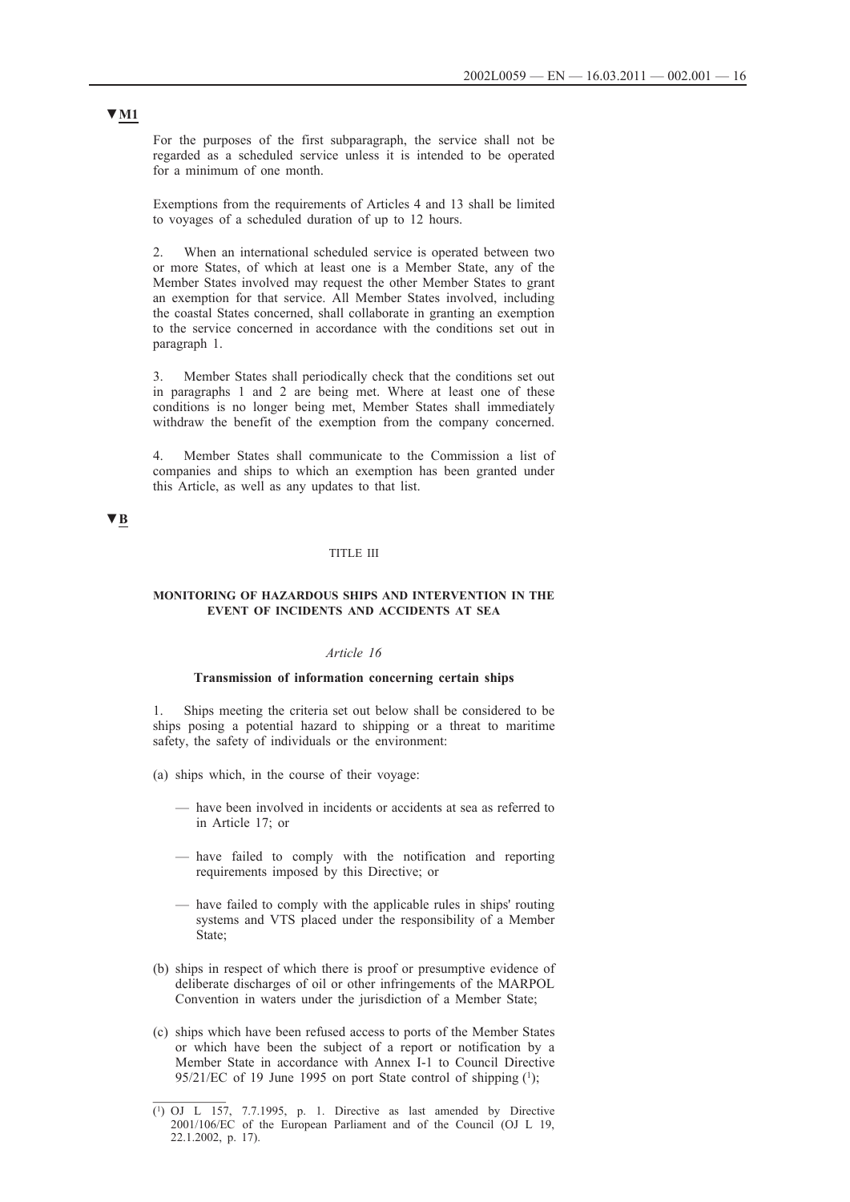▼M1

For the purposes of the first subparagraph, the service shall not be regarded as a scheduled service unless it is intended to be operated for a minimum of one month.

Exemptions from the requirements of Articles 4 and 13 shall be limited to voyages of a scheduled duration of up to 12 hours.

2. When an international scheduled service is operated between two or more States, of which at least one is a Member State, any of the Member States involved may request the other Member States to grant an exemption for that service. All Member States involved, including the coastal States concerned, shall collaborate in granting an exemption to the service concerned in accordance with the conditions set out in paragraph 1.

3. Member States shall periodically check that the conditions set out in paragraphs 1 and 2 are being met. Where at least one of these conditions is no longer being met, Member States shall immediately withdraw the benefit of the exemption from the company concerned.

4. Member States shall communicate to the Commission a list of companies and ships to which an exemption has been granted under this Article, as well as any updates to that list.

▼B

TITLE III

## MONITORING OF HAZARDOUS SHIPS AND INTERVENTION IN THE EVENT OF INCIDENTS AND ACCIDENTS AT SEA

*Article 16*

### Transmission of information concerning certain ships

1. Ships meeting the criteria set out below shall be considered to be ships posing a potential hazard to shipping or a threat to maritime safety, the safety of individuals or the environment:

(a) ships which, in the course of their voyage:

— have been involved in incidents or accidents at sea as referred to in Article 17; or

— have failed to comply with the notification and reporting requirements imposed by this Directive; or

— have failed to comply with the applicable rules in ships' routing systems and VTS placed under the responsibility of a Member State;

(b) ships in respect of which there is proof or presumptive evidence of deliberate discharges of oil or other infringements of the MARPOL Convention in waters under the jurisdiction of a Member State;

(c) ships which have been refused access to ports of the Member States or which have been the subject of a report or notification by a Member State in accordance with Annex I-1 to Council Directive 95/21/EC of 19 June 1995 on port State control of shipping [1];

---

[1] OJ L 157, 7.7.1995, p. 1. Directive as last amended by Directive 2001/106/EC of the European Parliament and of the Council (OJ L 19, 22.1.2002, p. 17).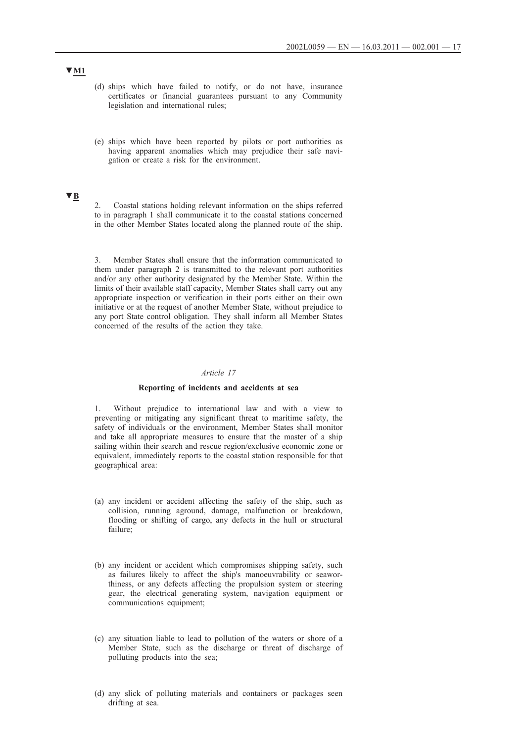▼M1

(d) ships which have failed to notify, or do not have, insurance certificates or financial guarantees pursuant to any Community legislation and international rules;

(e) ships which have been reported by pilots or port authorities as having apparent anomalies which may prejudice their safe navigation or create a risk for the environment.

▼B

2. Coastal stations holding relevant information on the ships referred to in paragraph 1 shall communicate it to the coastal stations concerned in the other Member States located along the planned route of the ship.

3. Member States shall ensure that the information communicated to them under paragraph 2 is transmitted to the relevant port authorities and/or any other authority designated by the Member State. Within the limits of their available staff capacity, Member States shall carry out any appropriate inspection or verification in their ports either on their own initiative or at the request of another Member State, without prejudice to any port State control obligation. They shall inform all Member States concerned of the results of the action they take.

*Article 17*

**Reporting of incidents and accidents at sea**

1. Without prejudice to international law and with a view to preventing or mitigating any significant threat to maritime safety, the safety of individuals or the environment, Member States shall monitor and take all appropriate measures to ensure that the master of a ship sailing within their search and rescue region/exclusive economic zone or equivalent, immediately reports to the coastal station responsible for that geographical area:

(a) any incident or accident affecting the safety of the ship, such as collision, running aground, damage, malfunction or breakdown, flooding or shifting of cargo, any defects in the hull or structural failure;

(b) any incident or accident which compromises shipping safety, such as failures likely to affect the ship's manoeuvrability or seaworthiness, or any defects affecting the propulsion system or steering gear, the electrical generating system, navigation equipment or communications equipment;

(c) any situation liable to lead to pollution of the waters or shore of a Member State, such as the discharge or threat of discharge of polluting products into the sea;

(d) any slick of polluting materials and containers or packages seen drifting at sea.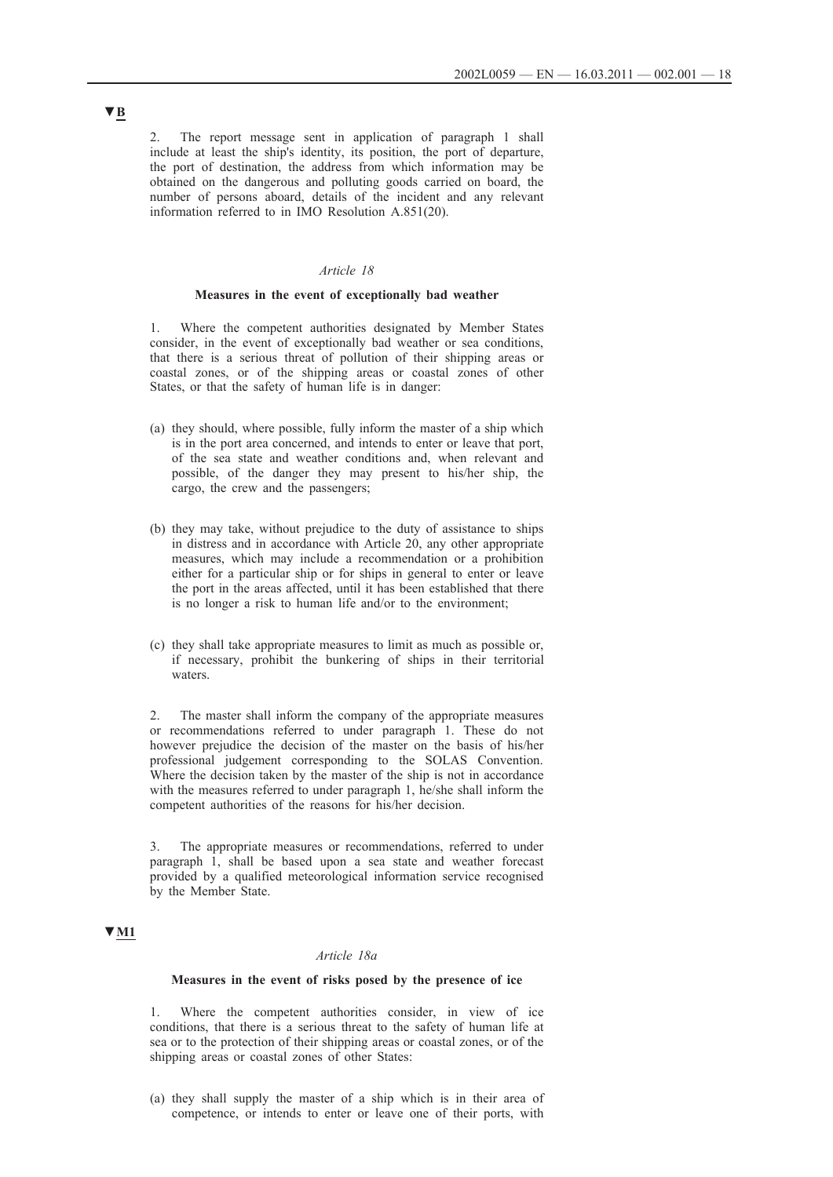▼B

2. The report message sent in application of paragraph 1 shall include at least the ship's identity, its position, the port of departure, the port of destination, the address from which information may be obtained on the dangerous and polluting goods carried on board, the number of persons aboard, details of the incident and any relevant information referred to in IMO Resolution A.851(20).

*Article 18*

**Measures in the event of exceptionally bad weather**

1. Where the competent authorities designated by Member States consider, in the event of exceptionally bad weather or sea conditions, that there is a serious threat of pollution of their shipping areas or coastal zones, or of the shipping areas or coastal zones of other States, or that the safety of human life is in danger:

(a) they should, where possible, fully inform the master of a ship which is in the port area concerned, and intends to enter or leave that port, of the sea state and weather conditions and, when relevant and possible, of the danger they may present to his/her ship, the cargo, the crew and the passengers;

(b) they may take, without prejudice to the duty of assistance to ships in distress and in accordance with Article 20, any other appropriate measures, which may include a recommendation or a prohibition either for a particular ship or for ships in general to enter or leave the port in the areas affected, until it has been established that there is no longer a risk to human life and/or to the environment;

(c) they shall take appropriate measures to limit as much as possible or, if necessary, prohibit the bunkering of ships in their territorial waters.

2. The master shall inform the company of the appropriate measures or recommendations referred to under paragraph 1. These do not however prejudice the decision of the master on the basis of his/her professional judgement corresponding to the SOLAS Convention. Where the decision taken by the master of the ship is not in accordance with the measures referred to under paragraph 1, he/she shall inform the competent authorities of the reasons for his/her decision.

3. The appropriate measures or recommendations, referred to under paragraph 1, shall be based upon a sea state and weather forecast provided by a qualified meteorological information service recognised by the Member State.

▼M1

*Article 18a*

**Measures in the event of risks posed by the presence of ice**

1. Where the competent authorities consider, in view of ice conditions, that there is a serious threat to the safety of human life at sea or to the protection of their shipping areas or coastal zones, or of the shipping areas or coastal zones of other States:

(a) they shall supply the master of a ship which is in their area of competence, or intends to enter or leave one of their ports, with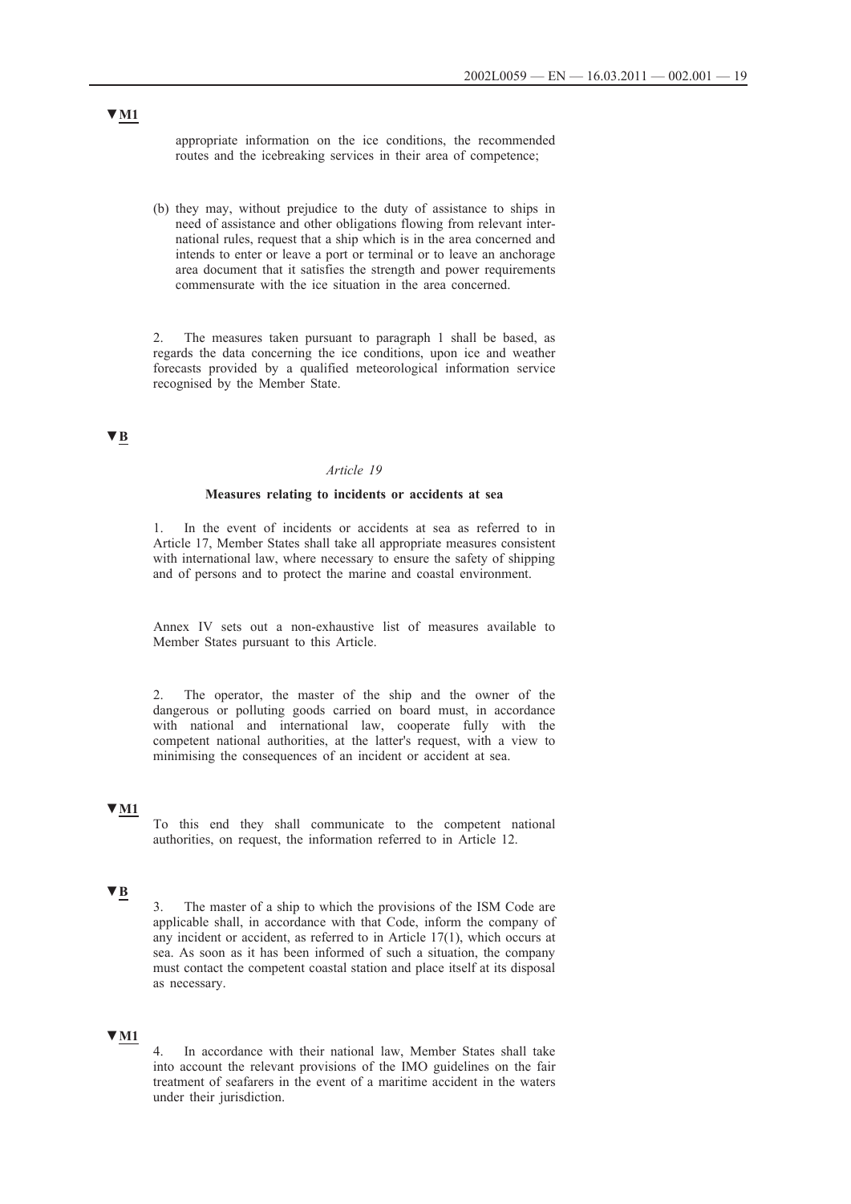▼M1

appropriate information on the ice conditions, the recommended routes and the icebreaking services in their area of competence;

(b) they may, without prejudice to the duty of assistance to ships in need of assistance and other obligations flowing from relevant international rules, request that a ship which is in the area concerned and intends to enter or leave a port or terminal or to leave an anchorage area document that it satisfies the strength and power requirements commensurate with the ice situation in the area concerned.

2. The measures taken pursuant to paragraph 1 shall be based, as regards the data concerning the ice conditions, upon ice and weather forecasts provided by a qualified meteorological information service recognised by the Member State.

▼B

*Article 19*

**Measures relating to incidents or accidents at sea**

1. In the event of incidents or accidents at sea as referred to in Article 17, Member States shall take all appropriate measures consistent with international law, where necessary to ensure the safety of shipping and of persons and to protect the marine and coastal environment.

Annex IV sets out a non-exhaustive list of measures available to Member States pursuant to this Article.

2. The operator, the master of the ship and the owner of the dangerous or polluting goods carried on board must, in accordance with national and international law, cooperate fully with the competent national authorities, at the latter's request, with a view to minimising the consequences of an incident or accident at sea.

▼M1

To this end they shall communicate to the competent national authorities, on request, the information referred to in Article 12.

▼B

3. The master of a ship to which the provisions of the ISM Code are applicable shall, in accordance with that Code, inform the company of any incident or accident, as referred to in Article 17(1), which occurs at sea. As soon as it has been informed of such a situation, the company must contact the competent coastal station and place itself at its disposal as necessary.

▼M1

4. In accordance with their national law, Member States shall take into account the relevant provisions of the IMO guidelines on the fair treatment of seafarers in the event of a maritime accident in the waters under their jurisdiction.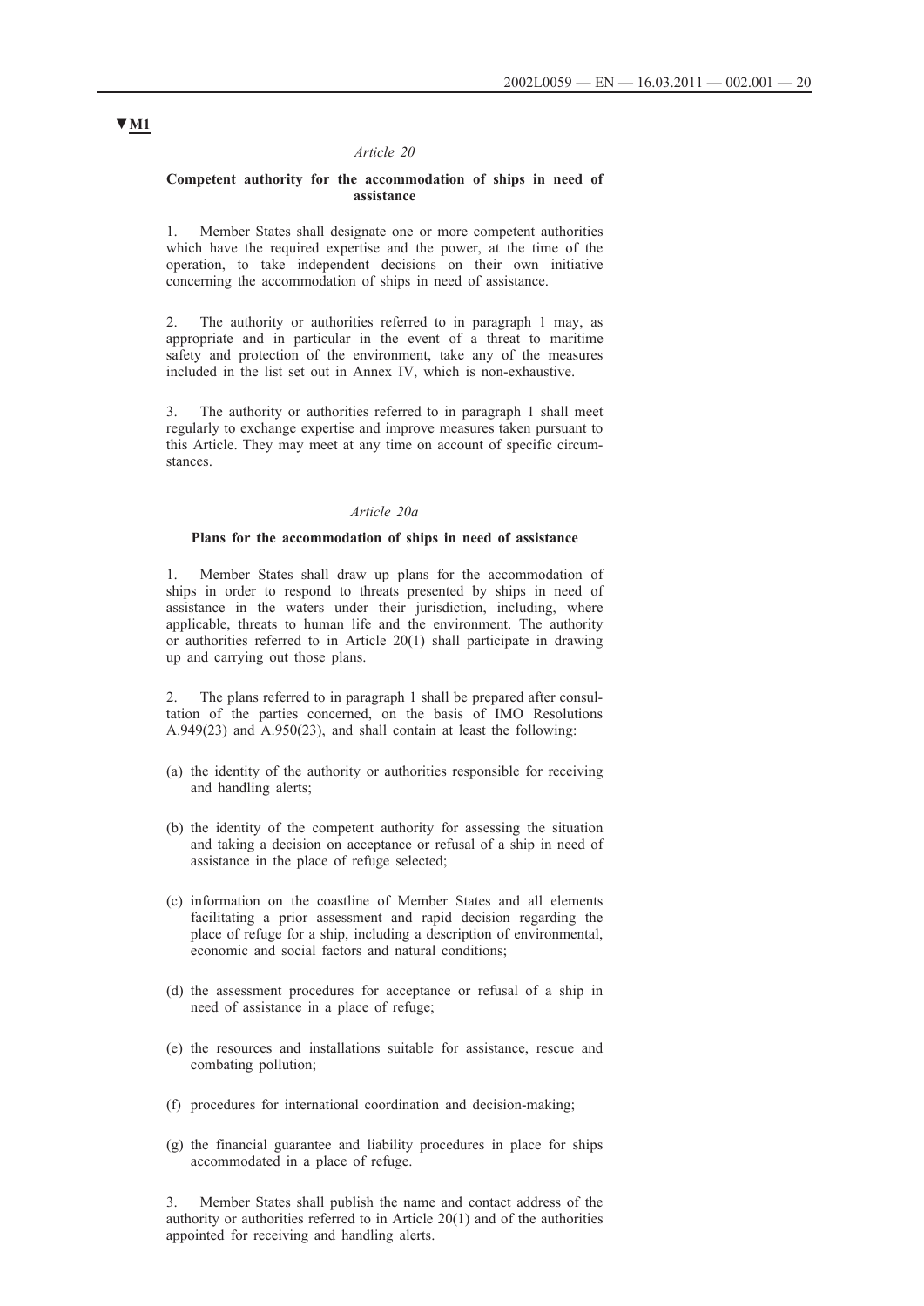▼M1

*Article 20*

**Competent authority for the accommodation of ships in need of assistance**

1. Member States shall designate one or more competent authorities which have the required expertise and the power, at the time of the operation, to take independent decisions on their own initiative concerning the accommodation of ships in need of assistance.

2. The authority or authorities referred to in paragraph 1 may, as appropriate and in particular in the event of a threat to maritime safety and protection of the environment, take any of the measures included in the list set out in Annex IV, which is non-exhaustive.

3. The authority or authorities referred to in paragraph 1 shall meet regularly to exchange expertise and improve measures taken pursuant to this Article. They may meet at any time on account of specific circumstances.

*Article 20a*

**Plans for the accommodation of ships in need of assistance**

1. Member States shall draw up plans for the accommodation of ships in order to respond to threats presented by ships in need of assistance in the waters under their jurisdiction, including, where applicable, threats to human life and the environment. The authority or authorities referred to in Article 20(1) shall participate in drawing up and carrying out those plans.

2. The plans referred to in paragraph 1 shall be prepared after consultation of the parties concerned, on the basis of IMO Resolutions A.949(23) and A.950(23), and shall contain at least the following:

(a) the identity of the authority or authorities responsible for receiving and handling alerts;

(b) the identity of the competent authority for assessing the situation and taking a decision on acceptance or refusal of a ship in need of assistance in the place of refuge selected;

(c) information on the coastline of Member States and all elements facilitating a prior assessment and rapid decision regarding the place of refuge for a ship, including a description of environmental, economic and social factors and natural conditions;

(d) the assessment procedures for acceptance or refusal of a ship in need of assistance in a place of refuge;

(e) the resources and installations suitable for assistance, rescue and combating pollution;

(f) procedures for international coordination and decision-making;

(g) the financial guarantee and liability procedures in place for ships accommodated in a place of refuge.

3. Member States shall publish the name and contact address of the authority or authorities referred to in Article 20(1) and of the authorities appointed for receiving and handling alerts.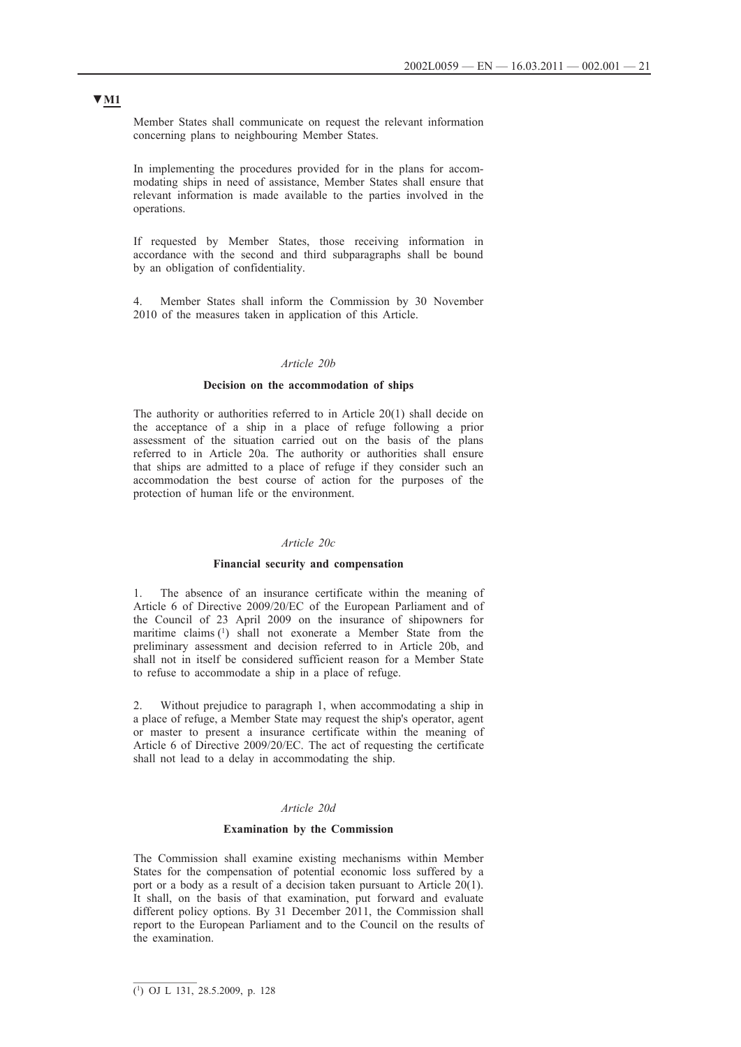**▼M1**

Member States shall communicate on request the relevant information concerning plans to neighbouring Member States.

In implementing the procedures provided for in the plans for accommodating ships in need of assistance, Member States shall ensure that relevant information is made available to the parties involved in the operations.

If requested by Member States, those receiving information in accordance with the second and third subparagraphs shall be bound by an obligation of confidentiality.

4. Member States shall inform the Commission by 30 November 2010 of the measures taken in application of this Article.

*Article 20b*

**Decision on the accommodation of ships**

The authority or authorities referred to in Article 20(1) shall decide on the acceptance of a ship in a place of refuge following a prior assessment of the situation carried out on the basis of the plans referred to in Article 20a. The authority or authorities shall ensure that ships are admitted to a place of refuge if they consider such an accommodation the best course of action for the purposes of the protection of human life or the environment.

*Article 20c*

**Financial security and compensation**

1. The absence of an insurance certificate within the meaning of Article 6 of Directive 2009/20/EC of the European Parliament and of the Council of 23 April 2009 on the insurance of shipowners for maritime claims [1] shall not exonerate a Member State from the preliminary assessment and decision referred to in Article 20b, and shall not in itself be considered sufficient reason for a Member State to refuse to accommodate a ship in a place of refuge.

2. Without prejudice to paragraph 1, when accommodating a ship in a place of refuge, a Member State may request the ship's operator, agent or master to present a insurance certificate within the meaning of Article 6 of Directive 2009/20/EC. The act of requesting the certificate shall not lead to a delay in accommodating the ship.

*Article 20d*

**Examination by the Commission**

The Commission shall examine existing mechanisms within Member States for the compensation of potential economic loss suffered by a port or a body as a result of a decision taken pursuant to Article 20(1). It shall, on the basis of that examination, put forward and evaluate different policy options. By 31 December 2011, the Commission shall report to the European Parliament and to the Council on the results of the examination.

---

[1] OJ L 131, 28.5.2009, p. 128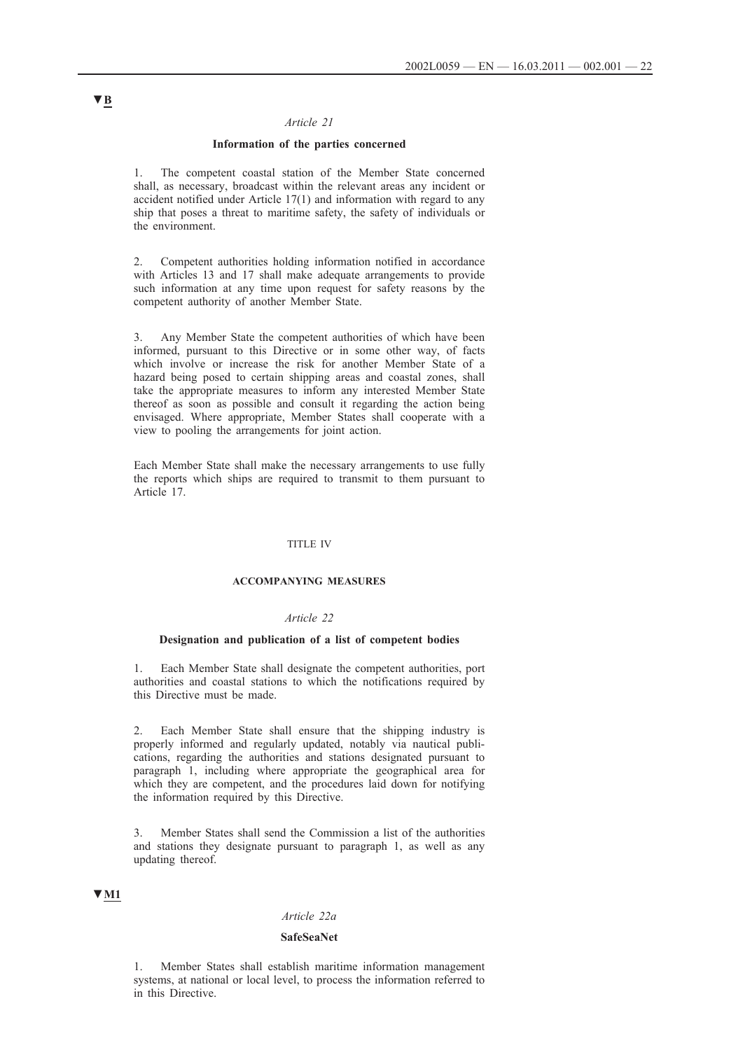▼B

*Article 21*

**Information of the parties concerned**

1. The competent coastal station of the Member State concerned shall, as necessary, broadcast within the relevant areas any incident or accident notified under Article 17(1) and information with regard to any ship that poses a threat to maritime safety, the safety of individuals or the environment.

2. Competent authorities holding information notified in accordance with Articles 13 and 17 shall make adequate arrangements to provide such information at any time upon request for safety reasons by the competent authority of another Member State.

3. Any Member State the competent authorities of which have been informed, pursuant to this Directive or in some other way, of facts which involve or increase the risk for another Member State of a hazard being posed to certain shipping areas and coastal zones, shall take the appropriate measures to inform any interested Member State thereof as soon as possible and consult it regarding the action being envisaged. Where appropriate, Member States shall cooperate with a view to pooling the arrangements for joint action.

Each Member State shall make the necessary arrangements to use fully the reports which ships are required to transmit to them pursuant to Article 17.

TITLE IV

**ACCOMPANYING MEASURES**

*Article 22*

**Designation and publication of a list of competent bodies**

1. Each Member State shall designate the competent authorities, port authorities and coastal stations to which the notifications required by this Directive must be made.

2. Each Member State shall ensure that the shipping industry is properly informed and regularly updated, notably via nautical publications, regarding the authorities and stations designated pursuant to paragraph 1, including where appropriate the geographical area for which they are competent, and the procedures laid down for notifying the information required by this Directive.

3. Member States shall send the Commission a list of the authorities and stations they designate pursuant to paragraph 1, as well as any updating thereof.

▼M1

*Article 22a*

**SafeSeaNet**

1. Member States shall establish maritime information management systems, at national or local level, to process the information referred to in this Directive.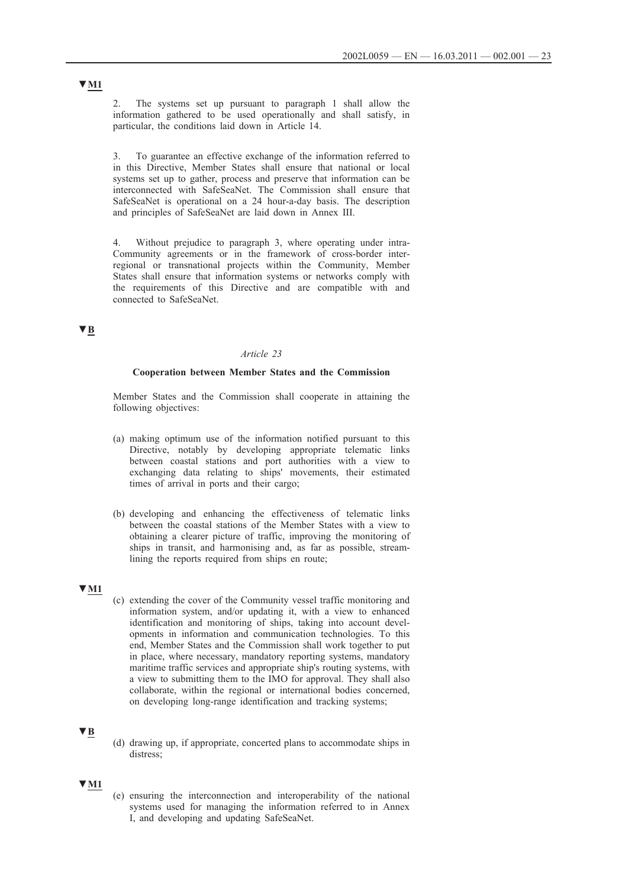▼M1

2. The systems set up pursuant to paragraph 1 shall allow the information gathered to be used operationally and shall satisfy, in particular, the conditions laid down in Article 14.

3. To guarantee an effective exchange of the information referred to in this Directive, Member States shall ensure that national or local systems set up to gather, process and preserve that information can be interconnected with SafeSeaNet. The Commission shall ensure that SafeSeaNet is operational on a 24 hour-a-day basis. The description and principles of SafeSeaNet are laid down in Annex III.

4. Without prejudice to paragraph 3, where operating under intra-Community agreements or in the framework of cross-border inter-regional or transnational projects within the Community, Member States shall ensure that information systems or networks comply with the requirements of this Directive and are compatible with and connected to SafeSeaNet.

▼B

*Article 23*

**Cooperation between Member States and the Commission**

Member States and the Commission shall cooperate in attaining the following objectives:

(a) making optimum use of the information notified pursuant to this Directive, notably by developing appropriate telematic links between coastal stations and port authorities with a view to exchanging data relating to ships' movements, their estimated times of arrival in ports and their cargo;

(b) developing and enhancing the effectiveness of telematic links between the coastal stations of the Member States with a view to obtaining a clearer picture of traffic, improving the monitoring of ships in transit, and harmonising and, as far as possible, streamlining the reports required from ships en route;

▼M1

(c) extending the cover of the Community vessel traffic monitoring and information system, and/or updating it, with a view to enhanced identification and monitoring of ships, taking into account developments in information and communication technologies. To this end, Member States and the Commission shall work together to put in place, where necessary, mandatory reporting systems, mandatory maritime traffic services and appropriate ship's routing systems, with a view to submitting them to the IMO for approval. They shall also collaborate, within the regional or international bodies concerned, on developing long-range identification and tracking systems;

▼B

(d) drawing up, if appropriate, concerted plans to accommodate ships in distress;

▼M1

(e) ensuring the interconnection and interoperability of the national systems used for managing the information referred to in Annex I, and developing and updating SafeSeaNet.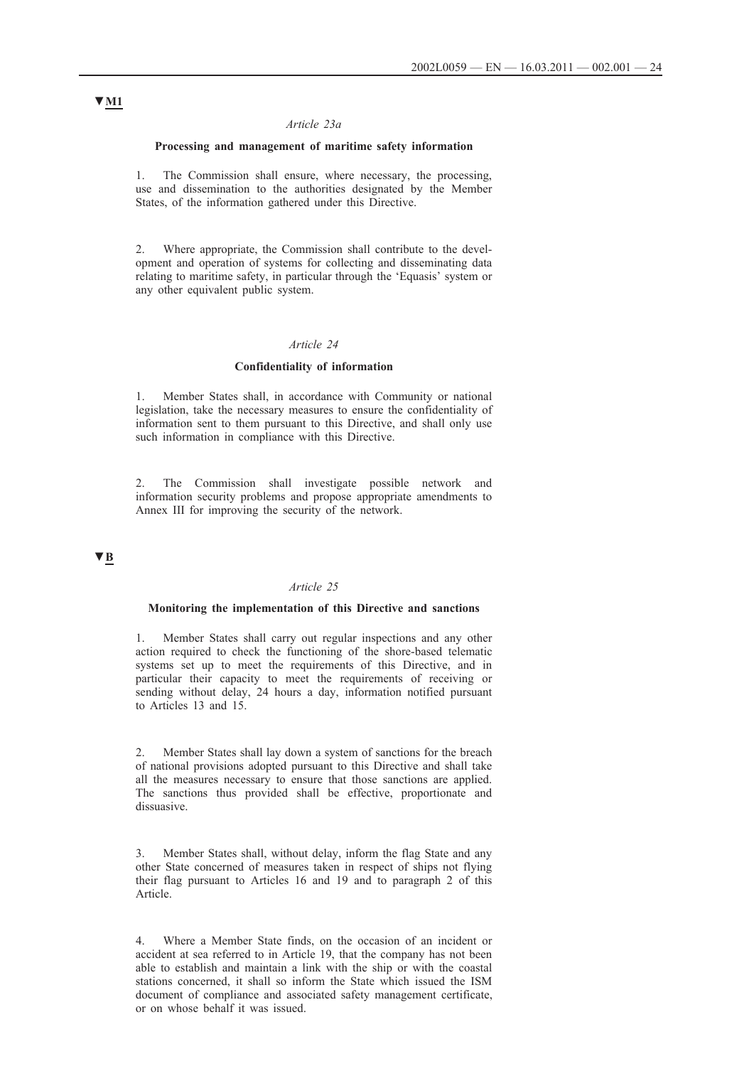▼M1

*Article 23a*

**Processing and management of maritime safety information**

1. The Commission shall ensure, where necessary, the processing, use and dissemination to the authorities designated by the Member States, of the information gathered under this Directive.

2. Where appropriate, the Commission shall contribute to the development and operation of systems for collecting and disseminating data relating to maritime safety, in particular through the 'Equasis' system or any other equivalent public system.

*Article 24*

**Confidentiality of information**

1. Member States shall, in accordance with Community or national legislation, take the necessary measures to ensure the confidentiality of information sent to them pursuant to this Directive, and shall only use such information in compliance with this Directive.

2. The Commission shall investigate possible network and information security problems and propose appropriate amendments to Annex III for improving the security of the network.

▼B

*Article 25*

**Monitoring the implementation of this Directive and sanctions**

1. Member States shall carry out regular inspections and any other action required to check the functioning of the shore-based telematic systems set up to meet the requirements of this Directive, and in particular their capacity to meet the requirements of receiving or sending without delay, 24 hours a day, information notified pursuant to Articles 13 and 15.

2. Member States shall lay down a system of sanctions for the breach of national provisions adopted pursuant to this Directive and shall take all the measures necessary to ensure that those sanctions are applied. The sanctions thus provided shall be effective, proportionate and dissuasive.

3. Member States shall, without delay, inform the flag State and any other State concerned of measures taken in respect of ships not flying their flag pursuant to Articles 16 and 19 and to paragraph 2 of this Article.

4. Where a Member State finds, on the occasion of an incident or accident at sea referred to in Article 19, that the company has not been able to establish and maintain a link with the ship or with the coastal stations concerned, it shall so inform the State which issued the ISM document of compliance and associated safety management certificate, or on whose behalf it was issued.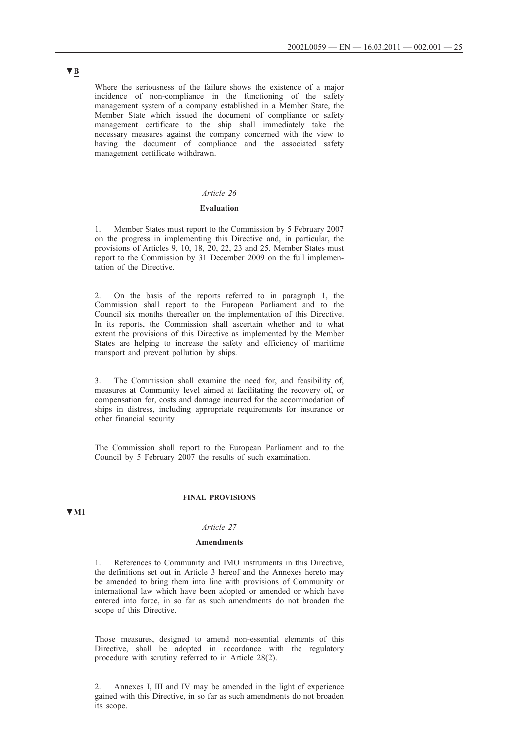▼B

Where the seriousness of the failure shows the existence of a major incidence of non-compliance in the functioning of the safety management system of a company established in a Member State, the Member State which issued the document of compliance or safety management certificate to the ship shall immediately take the necessary measures against the company concerned with the view to having the document of compliance and the associated safety management certificate withdrawn.

*Article 26*

**Evaluation**

1. Member States must report to the Commission by 5 February 2007 on the progress in implementing this Directive and, in particular, the provisions of Articles 9, 10, 18, 20, 22, 23 and 25. Member States must report to the Commission by 31 December 2009 on the full implementation of the Directive.

2. On the basis of the reports referred to in paragraph 1, the Commission shall report to the European Parliament and to the Council six months thereafter on the implementation of this Directive. In its reports, the Commission shall ascertain whether and to what extent the provisions of this Directive as implemented by the Member States are helping to increase the safety and efficiency of maritime transport and prevent pollution by ships.

3. The Commission shall examine the need for, and feasibility of, measures at Community level aimed at facilitating the recovery of, or compensation for, costs and damage incurred for the accommodation of ships in distress, including appropriate requirements for insurance or other financial security

The Commission shall report to the European Parliament and to the Council by 5 February 2007 the results of such examination.

**FINAL PROVISIONS**

▼M1

*Article 27*

**Amendments**

1. References to Community and IMO instruments in this Directive, the definitions set out in Article 3 hereof and the Annexes hereto may be amended to bring them into line with provisions of Community or international law which have been adopted or amended or which have entered into force, in so far as such amendments do not broaden the scope of this Directive.

Those measures, designed to amend non-essential elements of this Directive, shall be adopted in accordance with the regulatory procedure with scrutiny referred to in Article 28(2).

2. Annexes I, III and IV may be amended in the light of experience gained with this Directive, in so far as such amendments do not broaden its scope.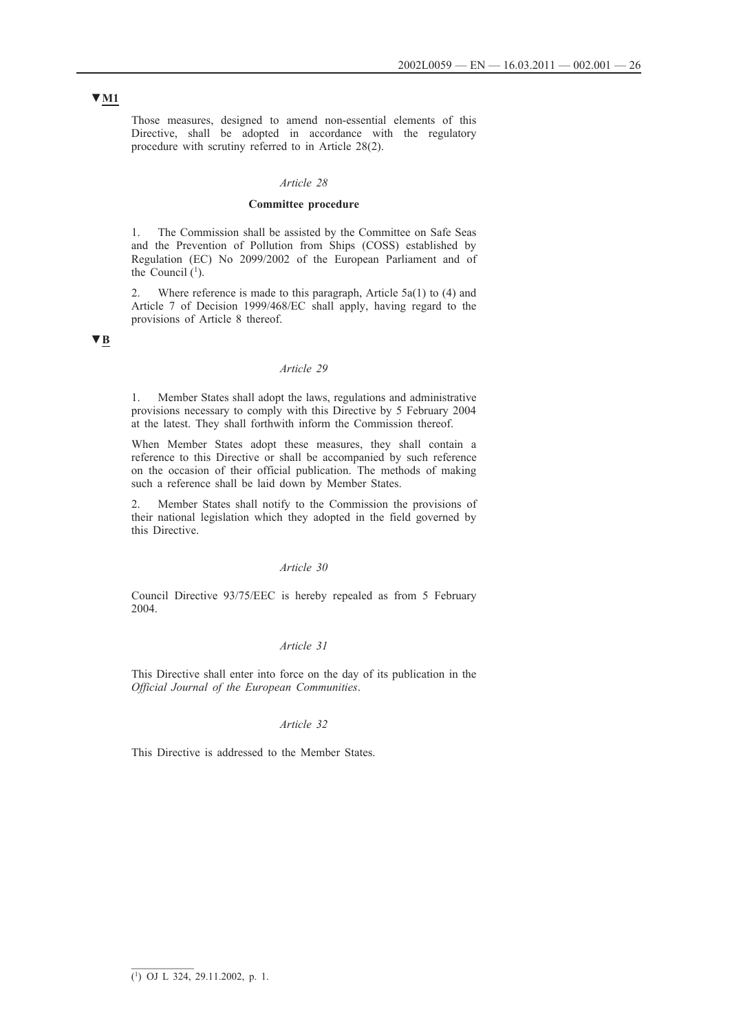▼M1

Those measures, designed to amend non-essential elements of this Directive, shall be adopted in accordance with the regulatory procedure with scrutiny referred to in Article 28(2).

*Article 28*

**Committee procedure**

1. The Commission shall be assisted by the Committee on Safe Seas and the Prevention of Pollution from Ships (COSS) established by Regulation (EC) No 2099/2002 of the European Parliament and of the Council [1].

2. Where reference is made to this paragraph, Article 5a(1) to (4) and Article 7 of Decision 1999/468/EC shall apply, having regard to the provisions of Article 8 thereof.

▼B

*Article 29*

1. Member States shall adopt the laws, regulations and administrative provisions necessary to comply with this Directive by 5 February 2004 at the latest. They shall forthwith inform the Commission thereof.

When Member States adopt these measures, they shall contain a reference to this Directive or shall be accompanied by such reference on the occasion of their official publication. The methods of making such a reference shall be laid down by Member States.

2. Member States shall notify to the Commission the provisions of their national legislation which they adopted in the field governed by this Directive.

*Article 30*

Council Directive 93/75/EEC is hereby repealed as from 5 February 2004.

*Article 31*

This Directive shall enter into force on the day of its publication in the *Official Journal of the European Communities*.

*Article 32*

This Directive is addressed to the Member States.

---

[1] OJ L 324, 29.11.2002, p. 1.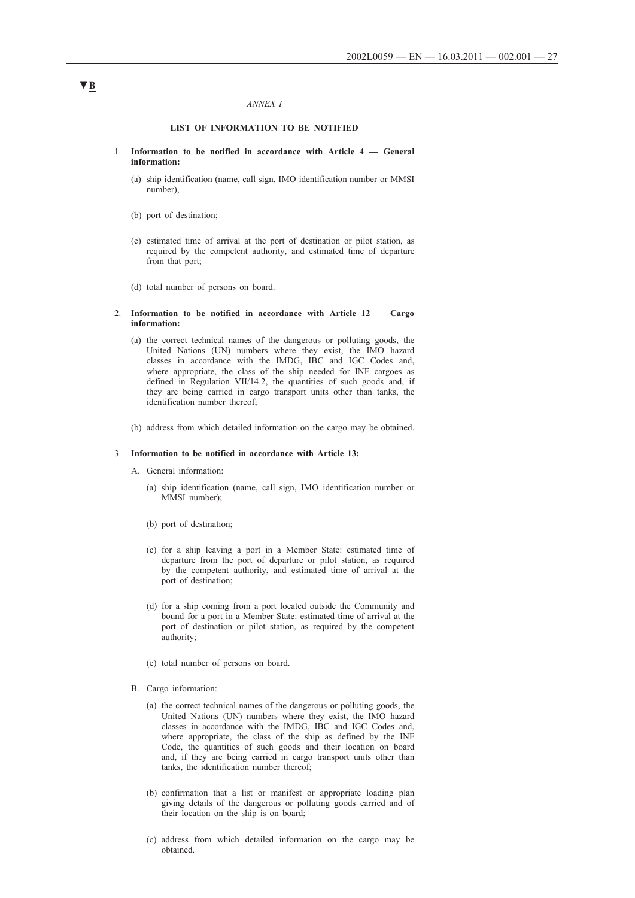▼B

*ANNEX I*

**LIST OF INFORMATION TO BE NOTIFIED**

1. **Information to be notified in accordance with Article 4 — General information:**

   (a) ship identification (name, call sign, IMO identification number or MMSI number),

   (b) port of destination;

   (c) estimated time of arrival at the port of destination or pilot station, as required by the competent authority, and estimated time of departure from that port;

   (d) total number of persons on board.

2. **Information to be notified in accordance with Article 12 — Cargo information:**

   (a) the correct technical names of the dangerous or polluting goods, the United Nations (UN) numbers where they exist, the IMO hazard classes in accordance with the IMDG, IBC and IGC Codes and, where appropriate, the class of the ship needed for INF cargoes as defined in Regulation VII/14.2, the quantities of such goods and, if they are being carried in cargo transport units other than tanks, the identification number thereof;

   (b) address from which detailed information on the cargo may be obtained.

3. **Information to be notified in accordance with Article 13:**

   A. General information:

   (a) ship identification (name, call sign, IMO identification number or MMSI number);

   (b) port of destination;

   (c) for a ship leaving a port in a Member State: estimated time of departure from the port of departure or pilot station, as required by the competent authority, and estimated time of arrival at the port of destination;

   (d) for a ship coming from a port located outside the Community and bound for a port in a Member State: estimated time of arrival at the port of destination or pilot station, as required by the competent authority;

   (e) total number of persons on board.

   B. Cargo information:

   (a) the correct technical names of the dangerous or polluting goods, the United Nations (UN) numbers where they exist, the IMO hazard classes in accordance with the IMDG, IBC and IGC Codes and, where appropriate, the class of the ship as defined by the INF Code, the quantities of such goods and their location on board and, if they are being carried in cargo transport units other than tanks, the identification number thereof;

   (b) confirmation that a list or manifest or appropriate loading plan giving details of the dangerous or polluting goods carried and of their location on the ship is on board;

   (c) address from which detailed information on the cargo may be obtained.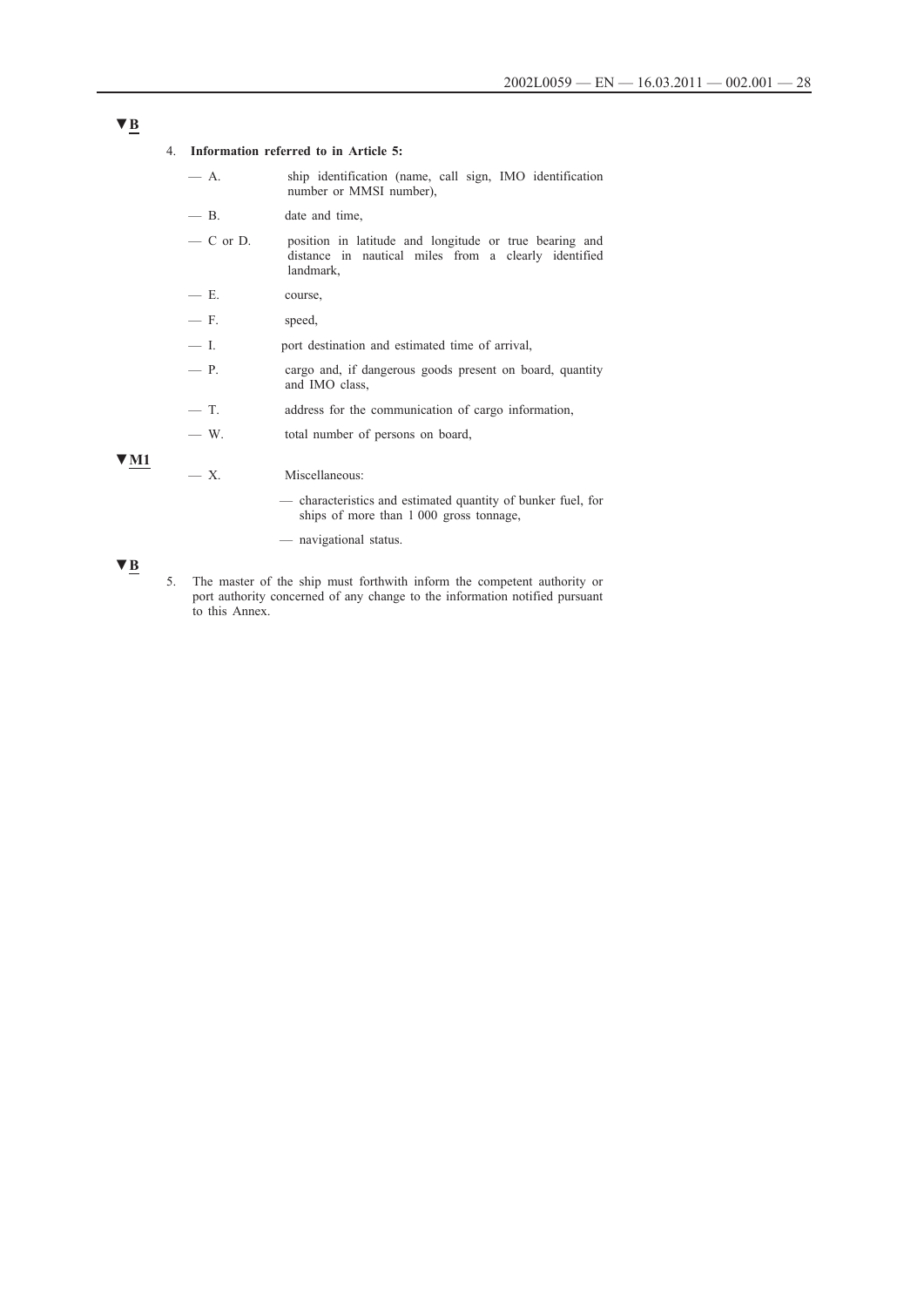▼B

4. **Information referred to in Article 5:**

- A. ship identification (name, call sign, IMO identification number or MMSI number),
- B. date and time,
- C or D. position in latitude and longitude or true bearing and distance in nautical miles from a clearly identified landmark,
- E. course,
- F. speed,
- I. port destination and estimated time of arrival,
- P. cargo and, if dangerous goods present on board, quantity and IMO class,
- T. address for the communication of cargo information,
- W. total number of persons on board,

▼M1

- X. Miscellaneous:
  - characteristics and estimated quantity of bunker fuel, for ships of more than 1 000 gross tonnage,
  - navigational status.

▼B

5. The master of the ship must forthwith inform the competent authority or port authority concerned of any change to the information notified pursuant to this Annex.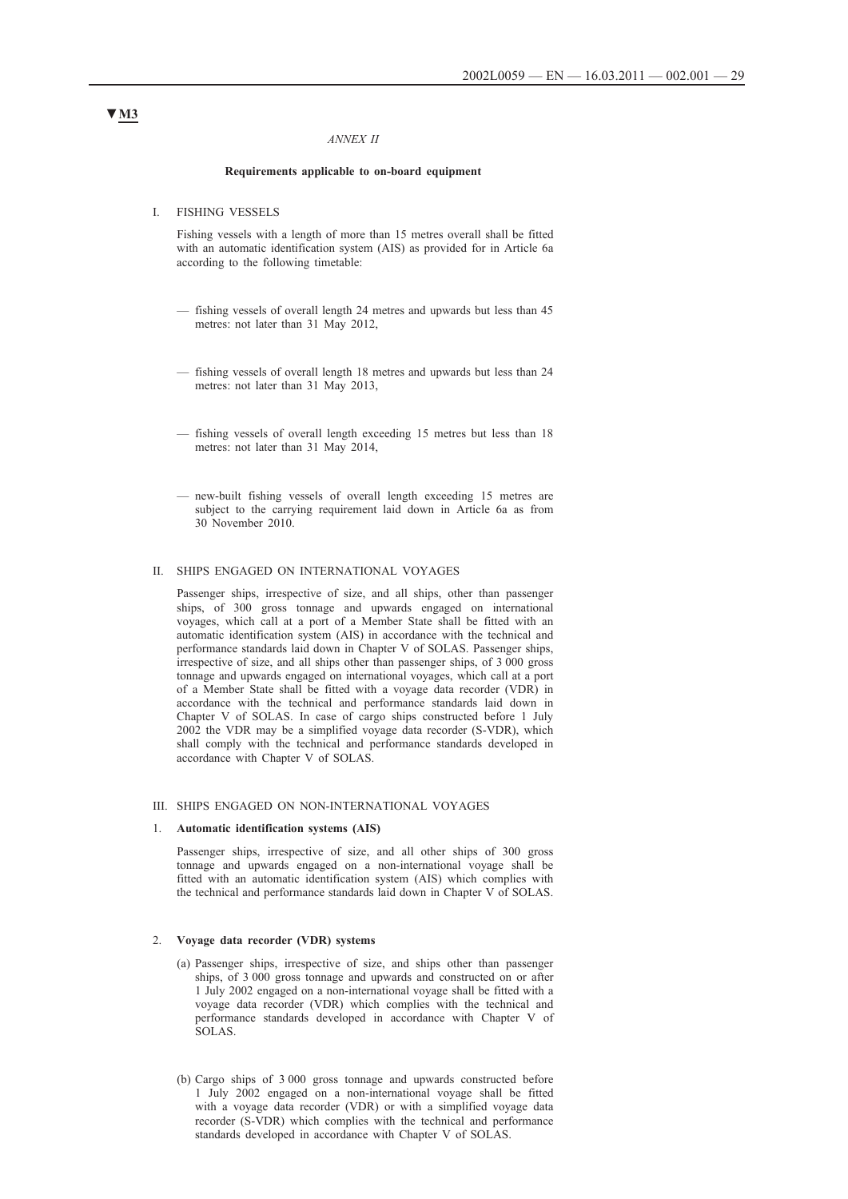▼M3

*ANNEX II*

**Requirements applicable to on-board equipment**

I. FISHING VESSELS

Fishing vessels with a length of more than 15 metres overall shall be fitted with an automatic identification system (AIS) as provided for in Article 6a according to the following timetable:

— fishing vessels of overall length 24 metres and upwards but less than 45 metres: not later than 31 May 2012,

— fishing vessels of overall length 18 metres and upwards but less than 24 metres: not later than 31 May 2013,

— fishing vessels of overall length exceeding 15 metres but less than 18 metres: not later than 31 May 2014,

— new-built fishing vessels of overall length exceeding 15 metres are subject to the carrying requirement laid down in Article 6a as from 30 November 2010.

II. SHIPS ENGAGED ON INTERNATIONAL VOYAGES

Passenger ships, irrespective of size, and all ships, other than passenger ships, of 300 gross tonnage and upwards engaged on international voyages, which call at a port of a Member State shall be fitted with an automatic identification system (AIS) in accordance with the technical and performance standards laid down in Chapter V of SOLAS. Passenger ships, irrespective of size, and all ships other than passenger ships, of 3 000 gross tonnage and upwards engaged on international voyages, which call at a port of a Member State shall be fitted with a voyage data recorder (VDR) in accordance with the technical and performance standards laid down in Chapter V of SOLAS. In case of cargo ships constructed before 1 July 2002 the VDR may be a simplified voyage data recorder (S-VDR), which shall comply with the technical and performance standards developed in accordance with Chapter V of SOLAS.

III. SHIPS ENGAGED ON NON-INTERNATIONAL VOYAGES

1. **Automatic identification systems (AIS)**

Passenger ships, irrespective of size, and all other ships of 300 gross tonnage and upwards engaged on a non-international voyage shall be fitted with an automatic identification system (AIS) which complies with the technical and performance standards laid down in Chapter V of SOLAS.

2. **Voyage data recorder (VDR) systems**

(a) Passenger ships, irrespective of size, and ships other than passenger ships, of 3 000 gross tonnage and upwards and constructed on or after 1 July 2002 engaged on a non-international voyage shall be fitted with a voyage data recorder (VDR) which complies with the technical and performance standards developed in accordance with Chapter V of SOLAS.

(b) Cargo ships of 3 000 gross tonnage and upwards constructed before 1 July 2002 engaged on a non-international voyage shall be fitted with a voyage data recorder (VDR) or with a simplified voyage data recorder (S-VDR) which complies with the technical and performance standards developed in accordance with Chapter V of SOLAS.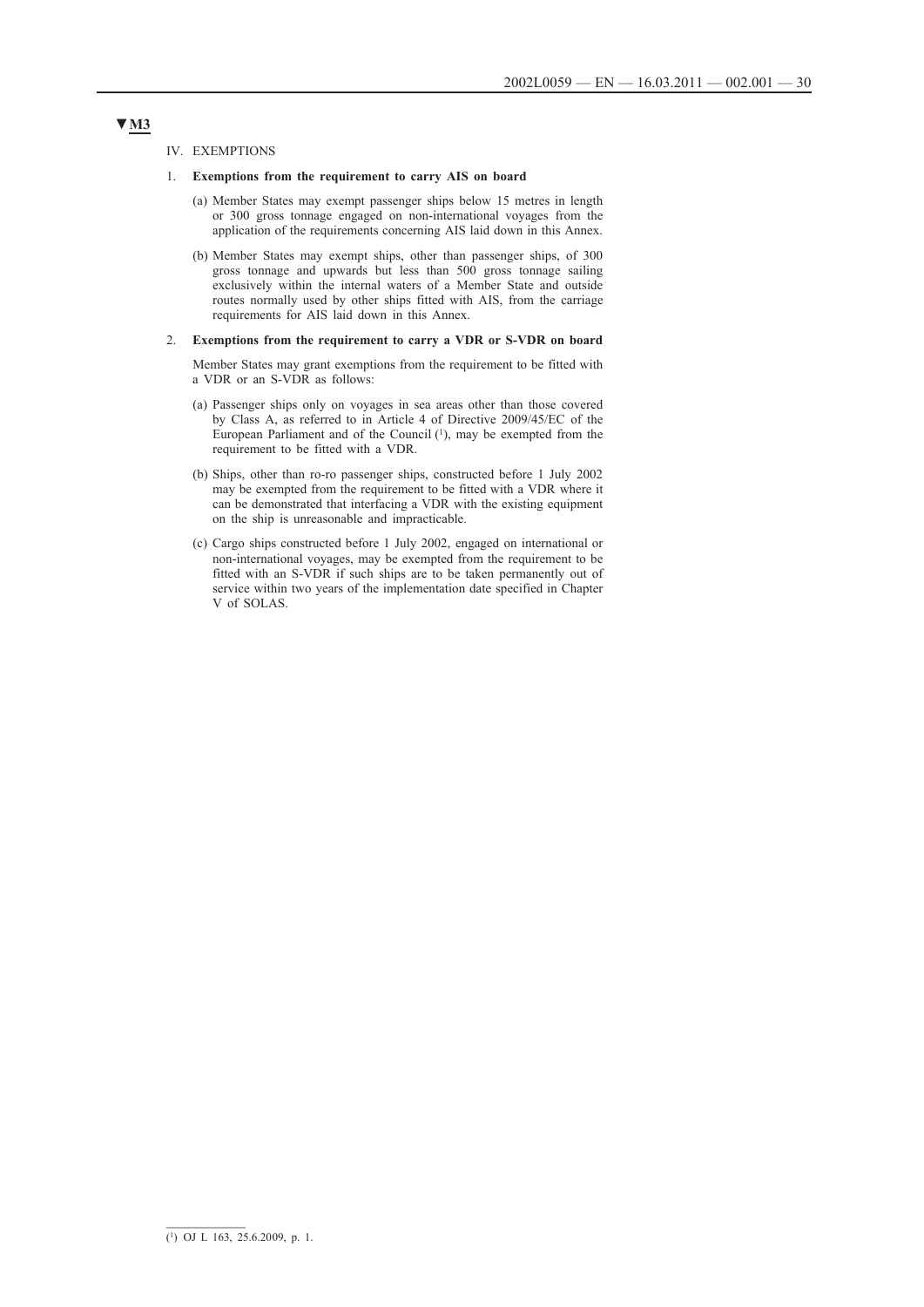▼M3

IV. EXEMPTIONS

1. **Exemptions from the requirement to carry AIS on board**

   (a) Member States may exempt passenger ships below 15 metres in length or 300 gross tonnage engaged on non-international voyages from the application of the requirements concerning AIS laid down in this Annex.

   (b) Member States may exempt ships, other than passenger ships, of 300 gross tonnage and upwards but less than 500 gross tonnage sailing exclusively within the internal waters of a Member State and outside routes normally used by other ships fitted with AIS, from the carriage requirements for AIS laid down in this Annex.

2. **Exemptions from the requirement to carry a VDR or S-VDR on board**

   Member States may grant exemptions from the requirement to be fitted with a VDR or an S-VDR as follows:

   (a) Passenger ships only on voyages in sea areas other than those covered by Class A, as referred to in Article 4 of Directive 2009/45/EC of the European Parliament and of the Council [1], may be exempted from the requirement to be fitted with a VDR.

   (b) Ships, other than ro-ro passenger ships, constructed before 1 July 2002 may be exempted from the requirement to be fitted with a VDR where it can be demonstrated that interfacing a VDR with the existing equipment on the ship is unreasonable and impracticable.

   (c) Cargo ships constructed before 1 July 2002, engaged on international or non-international voyages, may be exempted from the requirement to be fitted with an S-VDR if such ships are to be taken permanently out of service within two years of the implementation date specified in Chapter V of SOLAS.

---

[1] OJ L 163, 25.6.2009, p. 1.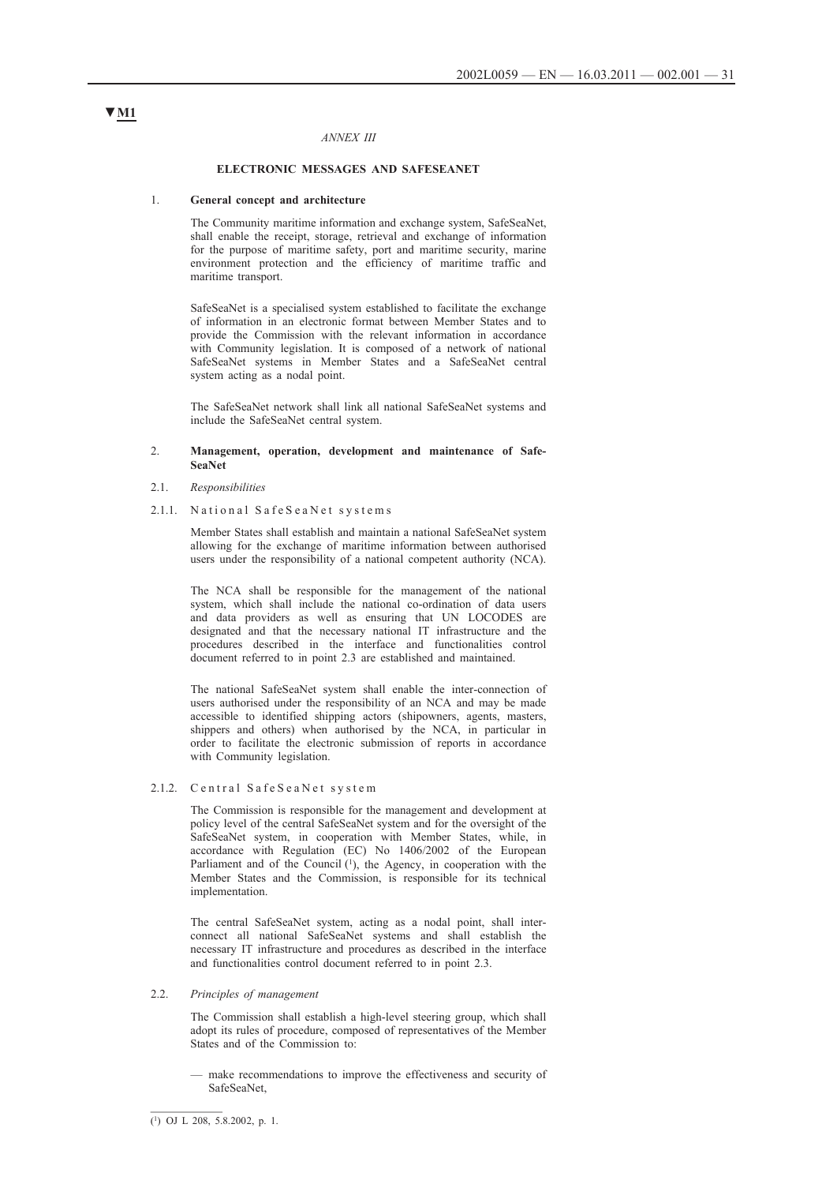▼M1

*ANNEX III*

**ELECTRONIC MESSAGES AND SAFESEANET**

1. **General concept and architecture**

The Community maritime information and exchange system, SafeSeaNet, shall enable the receipt, storage, retrieval and exchange of information for the purpose of maritime safety, port and maritime security, marine environment protection and the efficiency of maritime traffic and maritime transport.

SafeSeaNet is a specialised system established to facilitate the exchange of information in an electronic format between Member States and to provide the Commission with the relevant information in accordance with Community legislation. It is composed of a network of national SafeSeaNet systems in Member States and a SafeSeaNet central system acting as a nodal point.

The SafeSeaNet network shall link all national SafeSeaNet systems and include the SafeSeaNet central system.

2. **Management, operation, development and maintenance of SafeSeaNet**

2.1. *Responsibilities*

2.1.1. National SafeSeaNet systems

Member States shall establish and maintain a national SafeSeaNet system allowing for the exchange of maritime information between authorised users under the responsibility of a national competent authority (NCA).

The NCA shall be responsible for the management of the national system, which shall include the national co-ordination of data users and data providers as well as ensuring that UN LOCODES are designated and that the necessary national IT infrastructure and the procedures described in the interface and functionalities control document referred to in point 2.3 are established and maintained.

The national SafeSeaNet system shall enable the inter-connection of users authorised under the responsibility of an NCA and may be made accessible to identified shipping actors (shipowners, agents, masters, shippers and others) when authorised by the NCA, in particular in order to facilitate the electronic submission of reports in accordance with Community legislation.

2.1.2. Central SafeSeaNet system

The Commission is responsible for the management and development at policy level of the central SafeSeaNet system and for the oversight of the SafeSeaNet system, in cooperation with Member States, while, in accordance with Regulation (EC) No 1406/2002 of the European Parliament and of the Council [1], the Agency, in cooperation with the Member States and the Commission, is responsible for its technical implementation.

The central SafeSeaNet system, acting as a nodal point, shall inter-connect all national SafeSeaNet systems and shall establish the necessary IT infrastructure and procedures as described in the interface and functionalities control document referred to in point 2.3.

2.2. *Principles of management*

The Commission shall establish a high-level steering group, which shall adopt its rules of procedure, composed of representatives of the Member States and of the Commission to:

— make recommendations to improve the effectiveness and security of SafeSeaNet,

---

[1] OJ L 208, 5.8.2002, p. 1.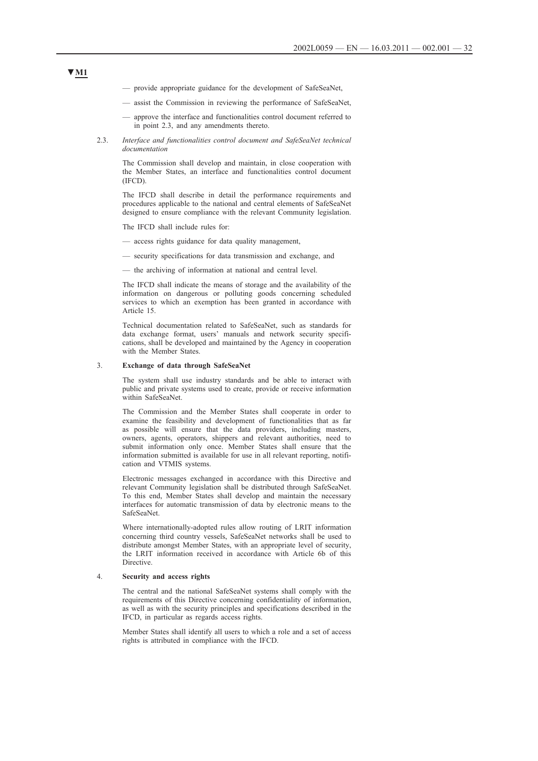▼M1

— provide appropriate guidance for the development of SafeSeaNet,

— assist the Commission in reviewing the performance of SafeSeaNet,

— approve the interface and functionalities control document referred to in point 2.3, and any amendments thereto.

2.3. *Interface and functionalities control document and SafeSeaNet technical documentation*

The Commission shall develop and maintain, in close cooperation with the Member States, an interface and functionalities control document (IFCD).

The IFCD shall describe in detail the performance requirements and procedures applicable to the national and central elements of SafeSeaNet designed to ensure compliance with the relevant Community legislation.

The IFCD shall include rules for:

— access rights guidance for data quality management,

— security specifications for data transmission and exchange, and

— the archiving of information at national and central level.

The IFCD shall indicate the means of storage and the availability of the information on dangerous or polluting goods concerning scheduled services to which an exemption has been granted in accordance with Article 15.

Technical documentation related to SafeSeaNet, such as standards for data exchange format, users' manuals and network security specifications, shall be developed and maintained by the Agency in cooperation with the Member States.

3. **Exchange of data through SafeSeaNet**

The system shall use industry standards and be able to interact with public and private systems used to create, provide or receive information within SafeSeaNet.

The Commission and the Member States shall cooperate in order to examine the feasibility and development of functionalities that as far as possible will ensure that the data providers, including masters, owners, agents, operators, shippers and relevant authorities, need to submit information only once. Member States shall ensure that the information submitted is available for use in all relevant reporting, notification and VTMIS systems.

Electronic messages exchanged in accordance with this Directive and relevant Community legislation shall be distributed through SafeSeaNet. To this end, Member States shall develop and maintain the necessary interfaces for automatic transmission of data by electronic means to the SafeSeaNet.

Where internationally-adopted rules allow routing of LRIT information concerning third country vessels, SafeSeaNet networks shall be used to distribute amongst Member States, with an appropriate level of security, the LRIT information received in accordance with Article 6b of this Directive.

4. **Security and access rights**

The central and the national SafeSeaNet systems shall comply with the requirements of this Directive concerning confidentiality of information, as well as with the security principles and specifications described in the IFCD, in particular as regards access rights.

Member States shall identify all users to which a role and a set of access rights is attributed in compliance with the IFCD.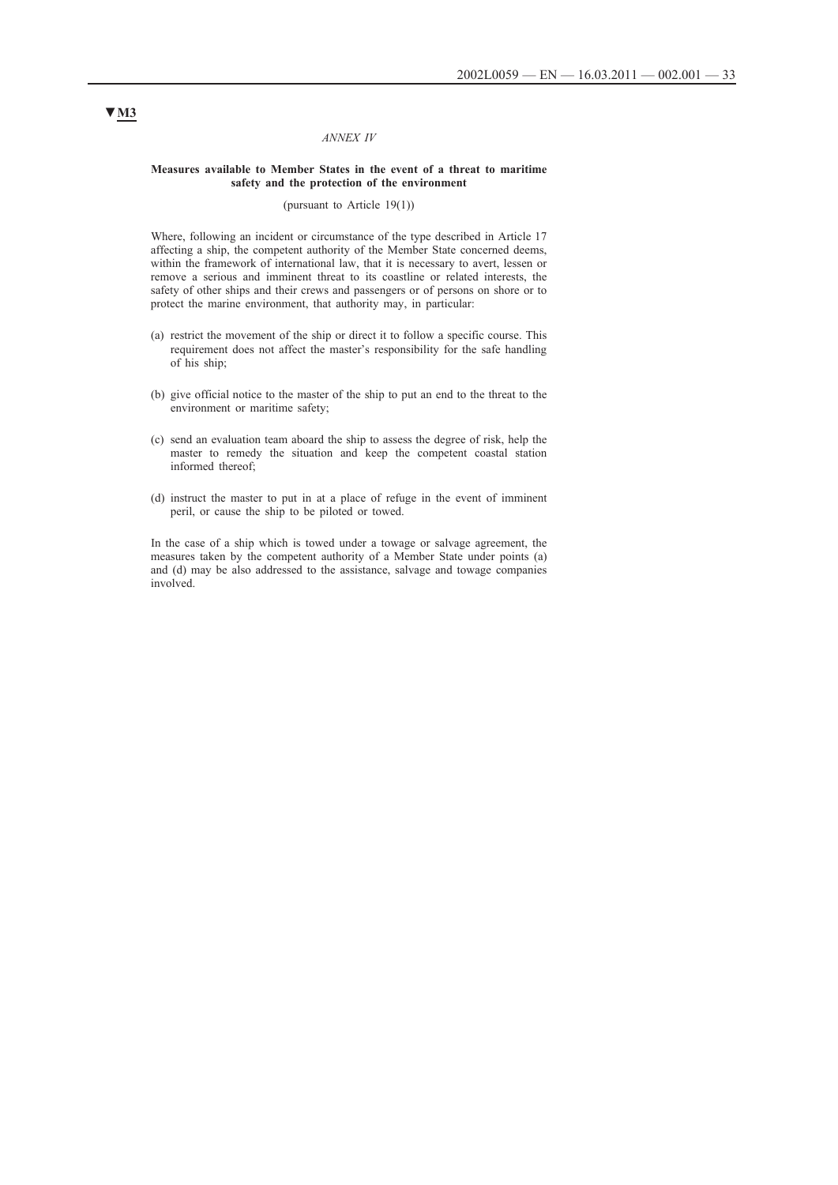**▼M3**

*ANNEX IV*

**Measures available to Member States in the event of a threat to maritime safety and the protection of the environment**

(pursuant to Article 19(1))

Where, following an incident or circumstance of the type described in Article 17 affecting a ship, the competent authority of the Member State concerned deems, within the framework of international law, that it is necessary to avert, lessen or remove a serious and imminent threat to its coastline or related interests, the safety of other ships and their crews and passengers or of persons on shore or to protect the marine environment, that authority may, in particular:

(a) restrict the movement of the ship or direct it to follow a specific course. This requirement does not affect the master's responsibility for the safe handling of his ship;

(b) give official notice to the master of the ship to put an end to the threat to the environment or maritime safety;

(c) send an evaluation team aboard the ship to assess the degree of risk, help the master to remedy the situation and keep the competent coastal station informed thereof;

(d) instruct the master to put in at a place of refuge in the event of imminent peril, or cause the ship to be piloted or towed.

In the case of a ship which is towed under a towage or salvage agreement, the measures taken by the competent authority of a Member State under points (a) and (d) may be also addressed to the assistance, salvage and towage companies involved.